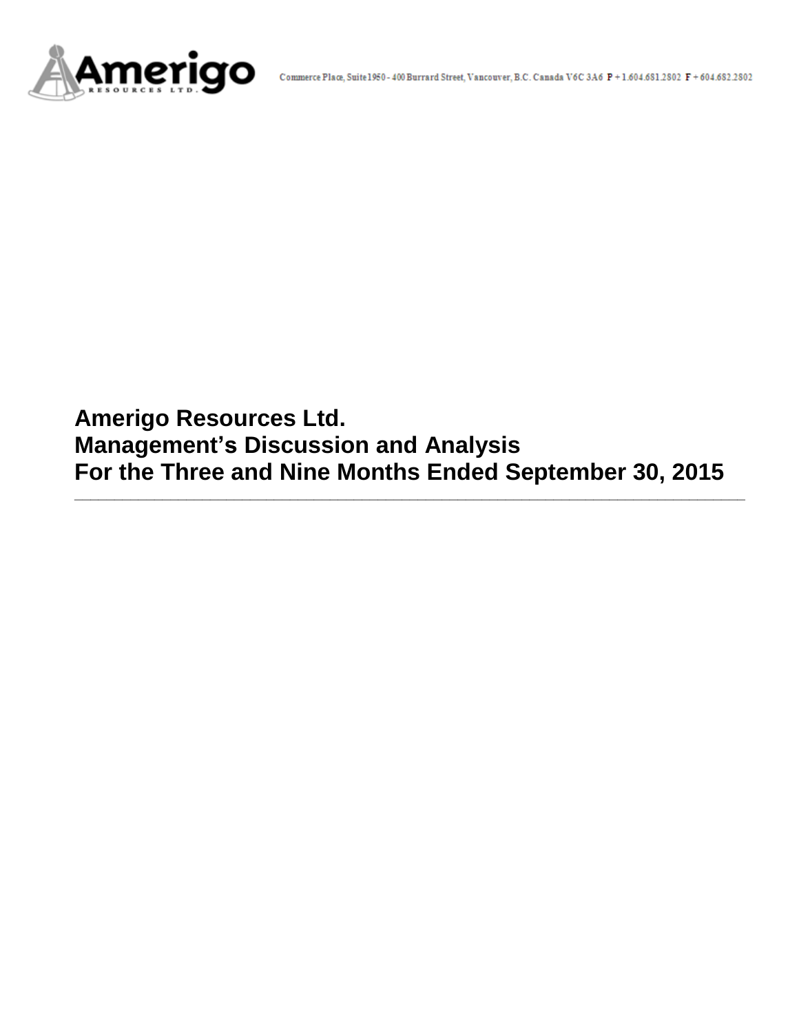Commerce Place, Suite 1950 - 400 Burrard Street, Vancouver, B.C. Canada V6C 3A6 P + 1.604.681.2802 F + 604.682.2802

# Amerigo Resources Ltd.
# Management's Discussion and Analysis
# For the Three and Nine Months Ended September 30, 2015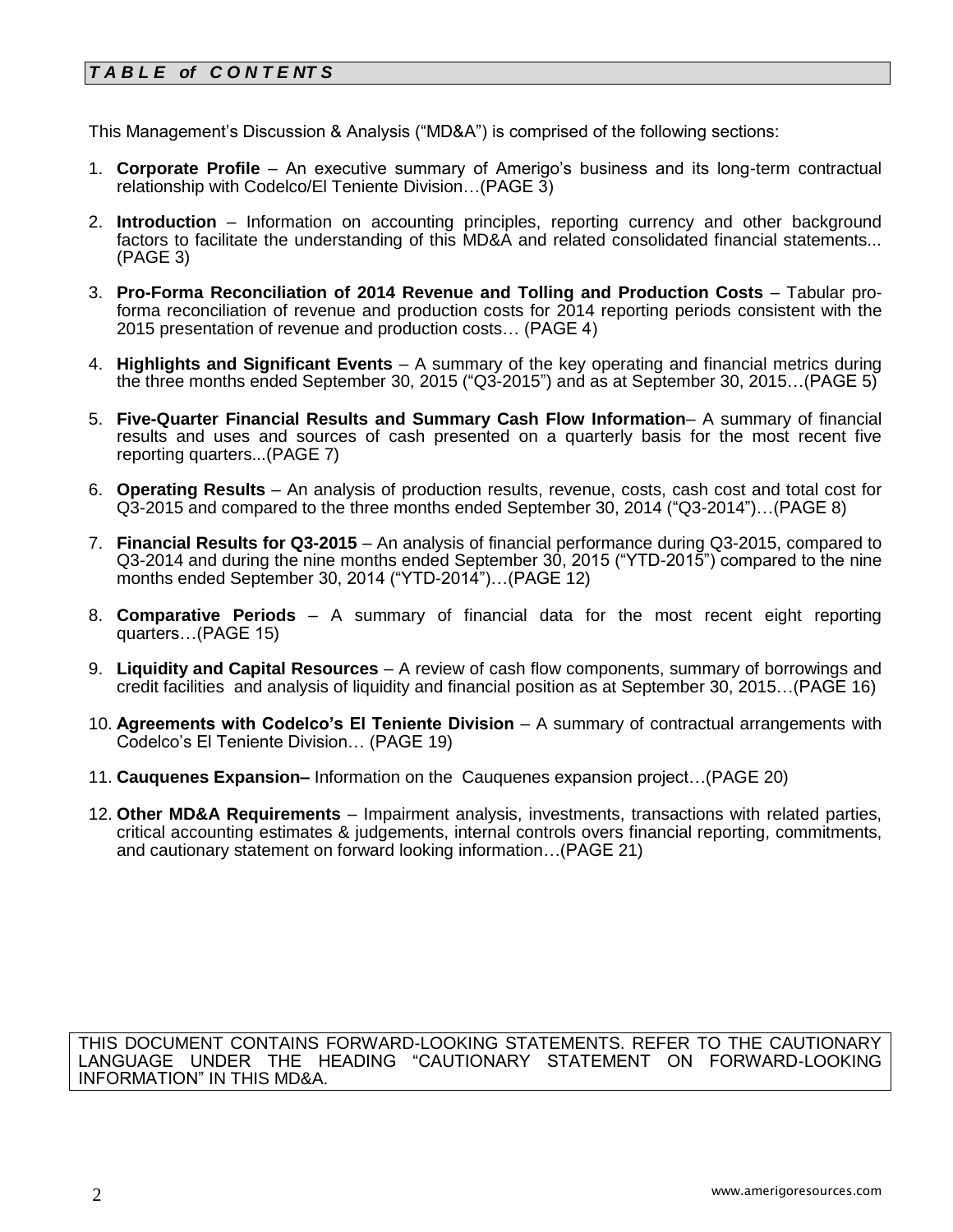## *T A B L E of C O N T E NT S*

This Management's Discussion & Analysis ("MD&A") is comprised of the following sections:

1. **Corporate Profile** – An executive summary of Amerigo's business and its long-term contractual relationship with Codelco/El Teniente Division…(PAGE 3)

2. **Introduction** – Information on accounting principles, reporting currency and other background factors to facilitate the understanding of this MD&A and related consolidated financial statements... (PAGE 3)

3. **Pro-Forma Reconciliation of 2014 Revenue and Tolling and Production Costs** – Tabular pro-forma reconciliation of revenue and production costs for 2014 reporting periods consistent with the 2015 presentation of revenue and production costs… (PAGE 4)

4. **Highlights and Significant Events** – A summary of the key operating and financial metrics during the three months ended September 30, 2015 ("Q3-2015") and as at September 30, 2015…(PAGE 5)

5. **Five-Quarter Financial Results and Summary Cash Flow Information**– A summary of financial results and uses and sources of cash presented on a quarterly basis for the most recent five reporting quarters...(PAGE 7)

6. **Operating Results** – An analysis of production results, revenue, costs, cash cost and total cost for Q3-2015 and compared to the three months ended September 30, 2014 ("Q3-2014")…(PAGE 8)

7. **Financial Results for Q3-2015** – An analysis of financial performance during Q3-2015, compared to Q3-2014 and during the nine months ended September 30, 2015 ("YTD-2015") compared to the nine months ended September 30, 2014 ("YTD-2014")…(PAGE 12)

8. **Comparative Periods** – A summary of financial data for the most recent eight reporting quarters…(PAGE 15)

9. **Liquidity and Capital Resources** – A review of cash flow components, summary of borrowings and credit facilities and analysis of liquidity and financial position as at September 30, 2015…(PAGE 16)

10. **Agreements with Codelco's El Teniente Division** – A summary of contractual arrangements with Codelco's El Teniente Division… (PAGE 19)

11. **Cauquenes Expansion–** Information on the Cauquenes expansion project…(PAGE 20)

12. **Other MD&A Requirements** – Impairment analysis, investments, transactions with related parties, critical accounting estimates & judgements, internal controls overs financial reporting, commitments, and cautionary statement on forward looking information…(PAGE 21)

THIS DOCUMENT CONTAINS FORWARD-LOOKING STATEMENTS. REFER TO THE CAUTIONARY LANGUAGE UNDER THE HEADING "CAUTIONARY STATEMENT ON FORWARD-LOOKING INFORMATION" IN THIS MD&A.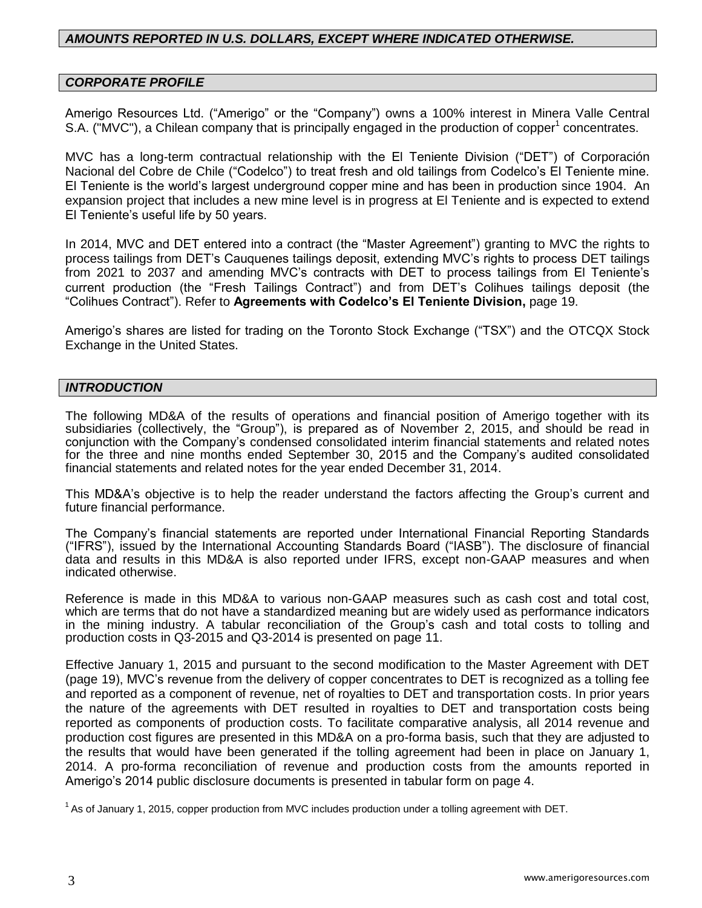## *AMOUNTS REPORTED IN U.S. DOLLARS, EXCEPT WHERE INDICATED OTHERWISE.*

## *CORPORATE PROFILE*

Amerigo Resources Ltd. ("Amerigo" or the "Company") owns a 100% interest in Minera Valle Central S.A. ("MVC"), a Chilean company that is principally engaged in the production of copper[1] concentrates.

MVC has a long-term contractual relationship with the El Teniente Division ("DET") of Corporación Nacional del Cobre de Chile ("Codelco") to treat fresh and old tailings from Codelco's El Teniente mine. El Teniente is the world's largest underground copper mine and has been in production since 1904. An expansion project that includes a new mine level is in progress at El Teniente and is expected to extend El Teniente's useful life by 50 years.

In 2014, MVC and DET entered into a contract (the "Master Agreement") granting to MVC the rights to process tailings from DET's Cauquenes tailings deposit, extending MVC's rights to process DET tailings from 2021 to 2037 and amending MVC's contracts with DET to process tailings from El Teniente's current production (the "Fresh Tailings Contract") and from DET's Colihues tailings deposit (the "Colihues Contract"). Refer to **Agreements with Codelco's El Teniente Division,** page 19.

Amerigo's shares are listed for trading on the Toronto Stock Exchange ("TSX") and the OTCQX Stock Exchange in the United States.

## *INTRODUCTION*

The following MD&A of the results of operations and financial position of Amerigo together with its subsidiaries (collectively, the "Group"), is prepared as of November 2, 2015, and should be read in conjunction with the Company's condensed consolidated interim financial statements and related notes for the three and nine months ended September 30, 2015 and the Company's audited consolidated financial statements and related notes for the year ended December 31, 2014.

This MD&A's objective is to help the reader understand the factors affecting the Group's current and future financial performance.

The Company's financial statements are reported under International Financial Reporting Standards ("IFRS"), issued by the International Accounting Standards Board ("IASB"). The disclosure of financial data and results in this MD&A is also reported under IFRS, except non-GAAP measures and when indicated otherwise.

Reference is made in this MD&A to various non-GAAP measures such as cash cost and total cost, which are terms that do not have a standardized meaning but are widely used as performance indicators in the mining industry. A tabular reconciliation of the Group's cash and total costs to tolling and production costs in Q3-2015 and Q3-2014 is presented on page 11.

Effective January 1, 2015 and pursuant to the second modification to the Master Agreement with DET (page 19), MVC's revenue from the delivery of copper concentrates to DET is recognized as a tolling fee and reported as a component of revenue, net of royalties to DET and transportation costs. In prior years the nature of the agreements with DET resulted in royalties to DET and transportation costs being reported as components of production costs. To facilitate comparative analysis, all 2014 revenue and production cost figures are presented in this MD&A on a pro-forma basis, such that they are adjusted to the results that would have been generated if the tolling agreement had been in place on January 1, 2014. A pro-forma reconciliation of revenue and production costs from the amounts reported in Amerigo's 2014 public disclosure documents is presented in tabular form on page 4.

[1] As of January 1, 2015, copper production from MVC includes production under a tolling agreement with DET.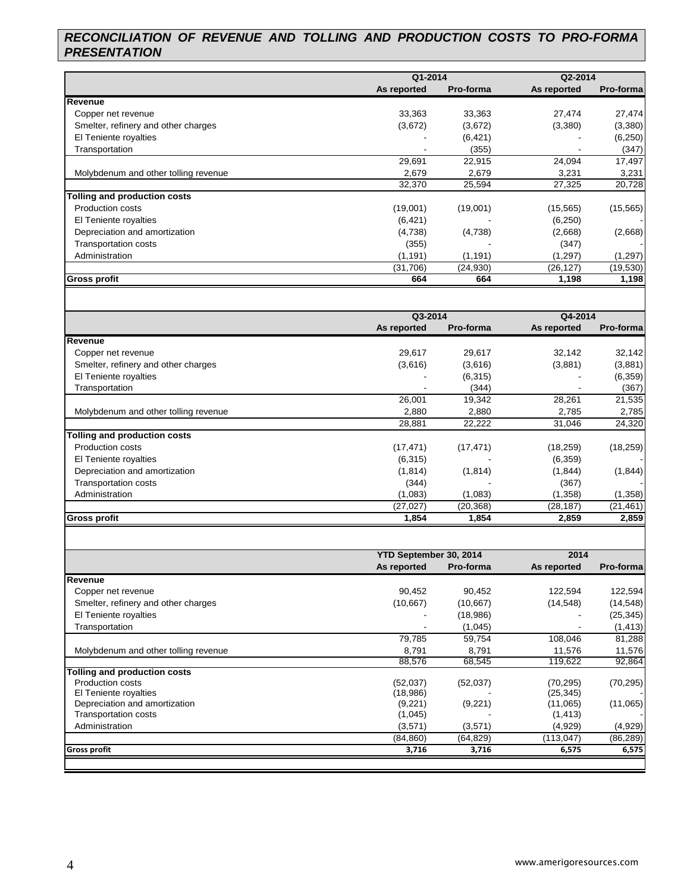## RECONCILIATION OF REVENUE AND TOLLING AND PRODUCTION COSTS TO PRO-FORMA PRESENTATION

| | Q1-2014 | | Q2-2014 | |
|---|---|---|---|---|
| | As reported | Pro-forma | As reported | Pro-forma |
| **Revenue** | | | | |
| Copper net revenue | 33,363 | 33,363 | 27,474 | 27,474 |
| Smelter, refinery and other charges | (3,672) | (3,672) | (3,380) | (3,380) |
| El Teniente royalties | - | (6,421) | - | (6,250) |
| Transportation | - | (355) | - | (347) |
| | 29,691 | 22,915 | 24,094 | 17,497 |
| Molybdenum and other tolling revenue | 2,679 | 2,679 | 3,231 | 3,231 |
| | 32,370 | 25,594 | 27,325 | 20,728 |
| **Tolling and production costs** | | | | |
| Production costs | (19,001) | (19,001) | (15,565) | (15,565) |
| El Teniente royalties | (6,421) | - | (6,250) | - |
| Depreciation and amortization | (4,738) | (4,738) | (2,668) | (2,668) |
| Transportation costs | (355) | - | (347) | - |
| Administration | (1,191) | (1,191) | (1,297) | (1,297) |
| | (31,706) | (24,930) | (26,127) | (19,530) |
| **Gross profit** | **664** | **664** | **1,198** | **1,198** |

| | Q3-2014 | | Q4-2014 | |
|---|---|---|---|---|
| | As reported | Pro-forma | As reported | Pro-forma |
| **Revenue** | | | | |
| Copper net revenue | 29,617 | 29,617 | 32,142 | 32,142 |
| Smelter, refinery and other charges | (3,616) | (3,616) | (3,881) | (3,881) |
| El Teniente royalties | - | (6,315) | - | (6,359) |
| Transportation | - | (344) | - | (367) |
| | 26,001 | 19,342 | 28,261 | 21,535 |
| Molybdenum and other tolling revenue | 2,880 | 2,880 | 2,785 | 2,785 |
| | 28,881 | 22,222 | 31,046 | 24,320 |
| **Tolling and production costs** | | | | |
| Production costs | (17,471) | (17,471) | (18,259) | (18,259) |
| El Teniente royalties | (6,315) | - | (6,359) | - |
| Depreciation and amortization | (1,814) | (1,814) | (1,844) | (1,844) |
| Transportation costs | (344) | - | (367) | - |
| Administration | (1,083) | (1,083) | (1,358) | (1,358) |
| | (27,027) | (20,368) | (28,187) | (21,461) |
| **Gross profit** | **1,854** | **1,854** | **2,859** | **2,859** |

| | YTD September 30, 2014 | | 2014 | |
|---|---|---|---|---|
| | As reported | Pro-forma | As reported | Pro-forma |
| **Revenue** | | | | |
| Copper net revenue | 90,452 | 90,452 | 122,594 | 122,594 |
| Smelter, refinery and other charges | (10,667) | (10,667) | (14,548) | (14,548) |
| El Teniente royalties | - | (18,986) | - | (25,345) |
| Transportation | - | (1,045) | - | (1,413) |
| | 79,785 | 59,754 | 108,046 | 81,288 |
| Molybdenum and other tolling revenue | 8,791 | 8,791 | 11,576 | 11,576 |
| | 88,576 | 68,545 | 119,622 | 92,864 |
| **Tolling and production costs** | | | | |
| Production costs | (52,037) | (52,037) | (70,295) | (70,295) |
| El Teniente royalties | (18,986) | - | (25,345) | - |
| Depreciation and amortization | (9,221) | (9,221) | (11,065) | (11,065) |
| Transportation costs | (1,045) | - | (1,413) | - |
| Administration | (3,571) | (3,571) | (4,929) | (4,929) |
| | (84,860) | (64,829) | (113,047) | (86,289) |
| **Gross profit** | **3,716** | **3,716** | **6,575** | **6,575** |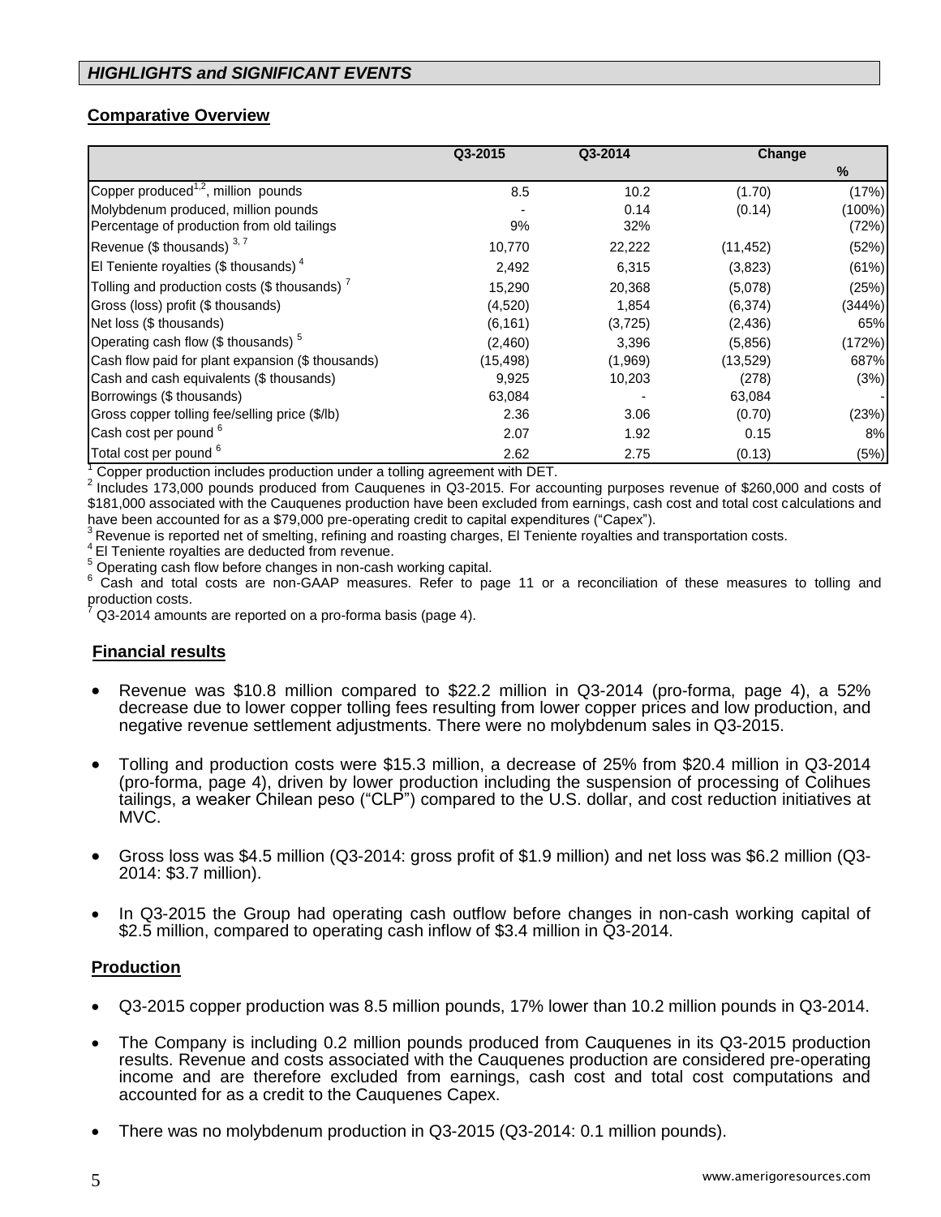## *HIGHLIGHTS and SIGNIFICANT EVENTS*

### Comparative Overview

| | Q3-2015 | Q3-2014 | Change | |
|---|---|---|---|---|
| | | | | % |
| Copper produced[1,2], million pounds | 8.5 | 10.2 | (1.70) | (17%) |
| Molybdenum produced, million pounds | - | 0.14 | (0.14) | (100%) |
| Percentage of production from old tailings | 9% | 32% | | (72%) |
| Revenue ($ thousands) [3, 7] | 10,770 | 22,222 | (11,452) | (52%) |
| El Teniente royalties ($ thousands) [4] | 2,492 | 6,315 | (3,823) | (61%) |
| Tolling and production costs ($ thousands) [7] | 15,290 | 20,368 | (5,078) | (25%) |
| Gross (loss) profit ($ thousands) | (4,520) | 1,854 | (6,374) | (344%) |
| Net loss ($ thousands) | (6,161) | (3,725) | (2,436) | 65% |
| Operating cash flow ($ thousands) [5] | (2,460) | 3,396 | (5,856) | (172%) |
| Cash flow paid for plant expansion ($ thousands) | (15,498) | (1,969) | (13,529) | 687% |
| Cash and cash equivalents ($ thousands) | 9,925 | 10,203 | (278) | (3%) |
| Borrowings ($ thousands) | 63,084 | - | 63,084 | - |
| Gross copper tolling fee/selling price ($/lb) | 2.36 | 3.06 | (0.70) | (23%) |
| Cash cost per pound [6] | 2.07 | 1.92 | 0.15 | 8% |
| Total cost per pound [6] | 2.62 | 2.75 | (0.13) | (5%) |

[1] Copper production includes production under a tolling agreement with DET.
[2] Includes 173,000 pounds produced from Cauquenes in Q3-2015. For accounting purposes revenue of $260,000 and costs of $181,000 associated with the Cauquenes production have been excluded from earnings, cash cost and total cost calculations and have been accounted for as a $79,000 pre-operating credit to capital expenditures ("Capex").
[3] Revenue is reported net of smelting, refining and roasting charges, El Teniente royalties and transportation costs.
[4] El Teniente royalties are deducted from revenue.
[5] Operating cash flow before changes in non-cash working capital.
[6] Cash and total costs are non-GAAP measures. Refer to page 11 or a reconciliation of these measures to tolling and production costs.
[7] Q3-2014 amounts are reported on a pro-forma basis (page 4).

### Financial results

- Revenue was $10.8 million compared to $22.2 million in Q3-2014 (pro-forma, page 4), a 52% decrease due to lower copper tolling fees resulting from lower copper prices and low production, and negative revenue settlement adjustments. There were no molybdenum sales in Q3-2015.
- Tolling and production costs were $15.3 million, a decrease of 25% from $20.4 million in Q3-2014 (pro-forma, page 4), driven by lower production including the suspension of processing of Colihues tailings, a weaker Chilean peso ("CLP") compared to the U.S. dollar, and cost reduction initiatives at MVC.
- Gross loss was $4.5 million (Q3-2014: gross profit of $1.9 million) and net loss was $6.2 million (Q3-2014: $3.7 million).
- In Q3-2015 the Group had operating cash outflow before changes in non-cash working capital of $2.5 million, compared to operating cash inflow of $3.4 million in Q3-2014.

### Production

- Q3-2015 copper production was 8.5 million pounds, 17% lower than 10.2 million pounds in Q3-2014.
- The Company is including 0.2 million pounds produced from Cauquenes in its Q3-2015 production results. Revenue and costs associated with the Cauquenes production are considered pre-operating income and are therefore excluded from earnings, cash cost and total cost computations and accounted for as a credit to the Cauquenes Capex.
- There was no molybdenum production in Q3-2015 (Q3-2014: 0.1 million pounds).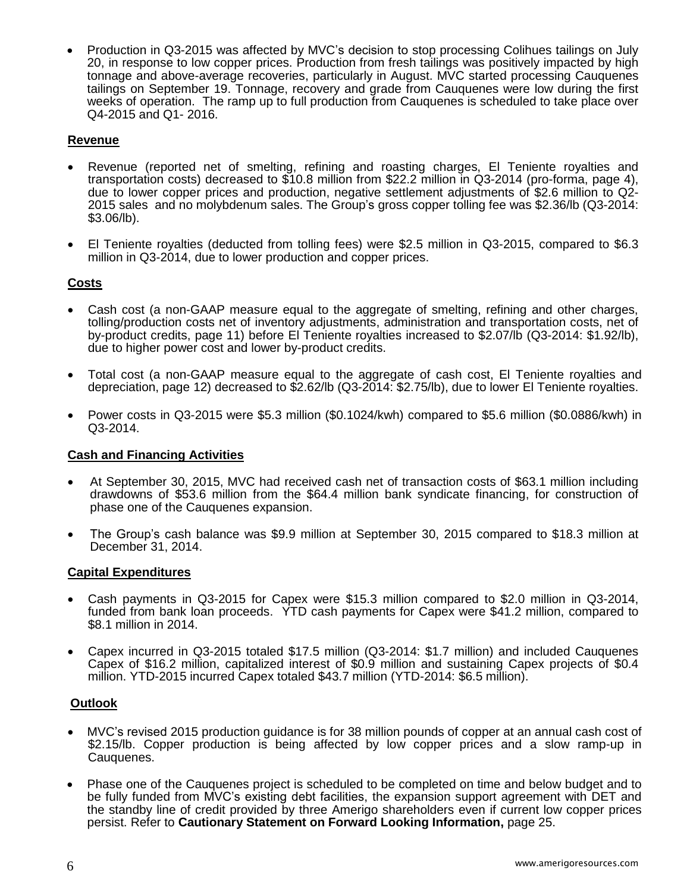- Production in Q3-2015 was affected by MVC's decision to stop processing Colihues tailings on July 20, in response to low copper prices. Production from fresh tailings was positively impacted by high tonnage and above-average recoveries, particularly in August. MVC started processing Cauquenes tailings on September 19. Tonnage, recovery and grade from Cauquenes were low during the first weeks of operation. The ramp up to full production from Cauquenes is scheduled to take place over Q4-2015 and Q1- 2016.

## Revenue

- Revenue (reported net of smelting, refining and roasting charges, El Teniente royalties and transportation costs) decreased to $10.8 million from $22.2 million in Q3-2014 (pro-forma, page 4), due to lower copper prices and production, negative settlement adjustments of $2.6 million to Q2-2015 sales and no molybdenum sales. The Group's gross copper tolling fee was $2.36/lb (Q3-2014: $3.06/lb).
- El Teniente royalties (deducted from tolling fees) were $2.5 million in Q3-2015, compared to $6.3 million in Q3-2014, due to lower production and copper prices.

## Costs

- Cash cost (a non-GAAP measure equal to the aggregate of smelting, refining and other charges, tolling/production costs net of inventory adjustments, administration and transportation costs, net of by-product credits, page 11) before El Teniente royalties increased to $2.07/lb (Q3-2014: $1.92/lb), due to higher power cost and lower by-product credits.
- Total cost (a non-GAAP measure equal to the aggregate of cash cost, El Teniente royalties and depreciation, page 12) decreased to $2.62/lb (Q3-2014: $2.75/lb), due to lower El Teniente royalties.
- Power costs in Q3-2015 were $5.3 million ($0.1024/kwh) compared to $5.6 million ($0.0886/kwh) in Q3-2014.

## Cash and Financing Activities

- At September 30, 2015, MVC had received cash net of transaction costs of $63.1 million including drawdowns of $53.6 million from the $64.4 million bank syndicate financing, for construction of phase one of the Cauquenes expansion.
- The Group's cash balance was $9.9 million at September 30, 2015 compared to $18.3 million at December 31, 2014.

## Capital Expenditures

- Cash payments in Q3-2015 for Capex were $15.3 million compared to $2.0 million in Q3-2014, funded from bank loan proceeds. YTD cash payments for Capex were $41.2 million, compared to $8.1 million in 2014.
- Capex incurred in Q3-2015 totaled $17.5 million (Q3-2014: $1.7 million) and included Cauquenes Capex of $16.2 million, capitalized interest of $0.9 million and sustaining Capex projects of $0.4 million. YTD-2015 incurred Capex totaled $43.7 million (YTD-2014: $6.5 million).

## Outlook

- MVC's revised 2015 production guidance is for 38 million pounds of copper at an annual cash cost of $2.15/lb. Copper production is being affected by low copper prices and a slow ramp-up in Cauquenes.
- Phase one of the Cauquenes project is scheduled to be completed on time and below budget and to be fully funded from MVC's existing debt facilities, the expansion support agreement with DET and the standby line of credit provided by three Amerigo shareholders even if current low copper prices persist. Refer to **Cautionary Statement on Forward Looking Information,** page 25.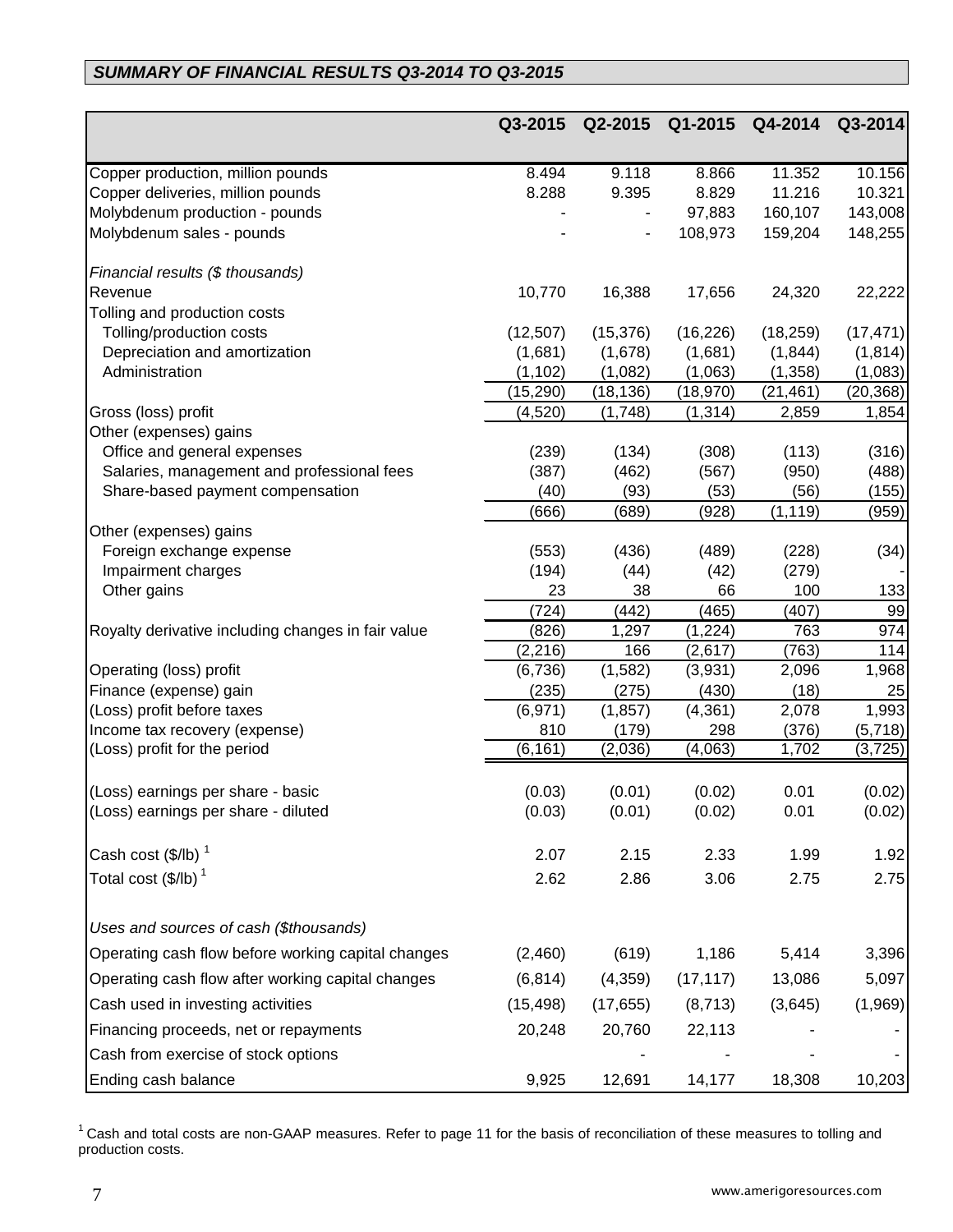## *SUMMARY OF FINANCIAL RESULTS Q3-2014 TO Q3-2015*

| | Q3-2015 | Q2-2015 | Q1-2015 | Q4-2014 | Q3-2014 |
|---|---|---|---|---|---|
| Copper production, million pounds | 8.494 | 9.118 | 8.866 | 11.352 | 10.156 |
| Copper deliveries, million pounds | 8.288 | 9.395 | 8.829 | 11.216 | 10.321 |
| Molybdenum production - pounds | - | - | 97,883 | 160,107 | 143,008 |
| Molybdenum sales - pounds | - | - | 108,973 | 159,204 | 148,255 |
| *Financial results ($ thousands)* | | | | | |
| Revenue | 10,770 | 16,388 | 17,656 | 24,320 | 22,222 |
| Tolling and production costs | | | | | |
| Tolling/production costs | (12,507) | (15,376) | (16,226) | (18,259) | (17,471) |
| Depreciation and amortization | (1,681) | (1,678) | (1,681) | (1,844) | (1,814) |
| Administration | (1,102) | (1,082) | (1,063) | (1,358) | (1,083) |
| | (15,290) | (18,136) | (18,970) | (21,461) | (20,368) |
| Gross (loss) profit | (4,520) | (1,748) | (1,314) | 2,859 | 1,854 |
| Other (expenses) gains | | | | | |
| Office and general expenses | (239) | (134) | (308) | (113) | (316) |
| Salaries, management and professional fees | (387) | (462) | (567) | (950) | (488) |
| Share-based payment compensation | (40) | (93) | (53) | (56) | (155) |
| | (666) | (689) | (928) | (1,119) | (959) |
| Other (expenses) gains | | | | | |
| Foreign exchange expense | (553) | (436) | (489) | (228) | (34) |
| Impairment charges | (194) | (44) | (42) | (279) | - |
| Other gains | 23 | 38 | 66 | 100 | 133 |
| | (724) | (442) | (465) | (407) | 99 |
| Royalty derivative including changes in fair value | (826) | 1,297 | (1,224) | 763 | 974 |
| | (2,216) | 166 | (2,617) | (763) | 114 |
| Operating (loss) profit | (6,736) | (1,582) | (3,931) | 2,096 | 1,968 |
| Finance (expense) gain | (235) | (275) | (430) | (18) | 25 |
| (Loss) profit before taxes | (6,971) | (1,857) | (4,361) | 2,078 | 1,993 |
| Income tax recovery (expense) | 810 | (179) | 298 | (376) | (5,718) |
| (Loss) profit for the period | (6,161) | (2,036) | (4,063) | 1,702 | (3,725) |
| (Loss) earnings per share - basic | (0.03) | (0.01) | (0.02) | 0.01 | (0.02) |
| (Loss) earnings per share - diluted | (0.03) | (0.01) | (0.02) | 0.01 | (0.02) |
| Cash cost ($/lb) [1] | 2.07 | 2.15 | 2.33 | 1.99 | 1.92 |
| Total cost ($/lb) [1] | 2.62 | 2.86 | 3.06 | 2.75 | 2.75 |
| *Uses and sources of cash ($thousands)* | | | | | |
| Operating cash flow before working capital changes | (2,460) | (619) | 1,186 | 5,414 | 3,396 |
| Operating cash flow after working capital changes | (6,814) | (4,359) | (17,117) | 13,086 | 5,097 |
| Cash used in investing activities | (15,498) | (17,655) | (8,713) | (3,645) | (1,969) |
| Financing proceeds, net or repayments | 20,248 | 20,760 | 22,113 | - | - |
| Cash from exercise of stock options | | - | - | - | - |
| Ending cash balance | 9,925 | 12,691 | 14,177 | 18,308 | 10,203 |

[1] Cash and total costs are non-GAAP measures. Refer to page 11 for the basis of reconciliation of these measures to tolling and production costs.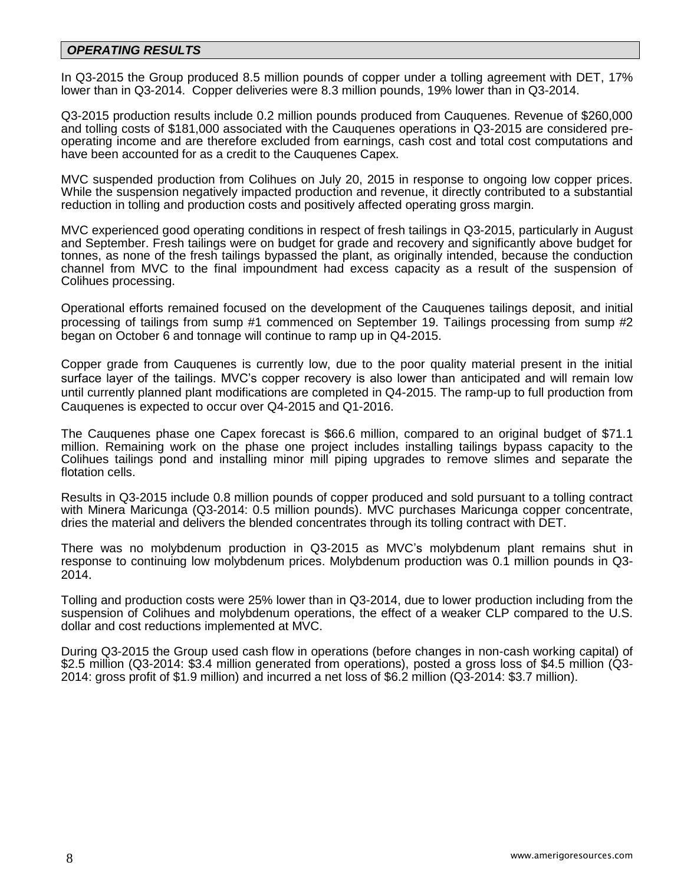## *OPERATING RESULTS*

In Q3-2015 the Group produced 8.5 million pounds of copper under a tolling agreement with DET, 17% lower than in Q3-2014. Copper deliveries were 8.3 million pounds, 19% lower than in Q3-2014.

Q3-2015 production results include 0.2 million pounds produced from Cauquenes. Revenue of $260,000 and tolling costs of $181,000 associated with the Cauquenes operations in Q3-2015 are considered pre-operating income and are therefore excluded from earnings, cash cost and total cost computations and have been accounted for as a credit to the Cauquenes Capex.

MVC suspended production from Colihues on July 20, 2015 in response to ongoing low copper prices. While the suspension negatively impacted production and revenue, it directly contributed to a substantial reduction in tolling and production costs and positively affected operating gross margin.

MVC experienced good operating conditions in respect of fresh tailings in Q3-2015, particularly in August and September. Fresh tailings were on budget for grade and recovery and significantly above budget for tonnes, as none of the fresh tailings bypassed the plant, as originally intended, because the conduction channel from MVC to the final impoundment had excess capacity as a result of the suspension of Colihues processing.

Operational efforts remained focused on the development of the Cauquenes tailings deposit, and initial processing of tailings from sump #1 commenced on September 19. Tailings processing from sump #2 began on October 6 and tonnage will continue to ramp up in Q4-2015.

Copper grade from Cauquenes is currently low, due to the poor quality material present in the initial surface layer of the tailings. MVC's copper recovery is also lower than anticipated and will remain low until currently planned plant modifications are completed in Q4-2015. The ramp-up to full production from Cauquenes is expected to occur over Q4-2015 and Q1-2016.

The Cauquenes phase one Capex forecast is $66.6 million, compared to an original budget of $71.1 million. Remaining work on the phase one project includes installing tailings bypass capacity to the Colihues tailings pond and installing minor mill piping upgrades to remove slimes and separate the flotation cells.

Results in Q3-2015 include 0.8 million pounds of copper produced and sold pursuant to a tolling contract with Minera Maricunga (Q3-2014: 0.5 million pounds). MVC purchases Maricunga copper concentrate, dries the material and delivers the blended concentrates through its tolling contract with DET.

There was no molybdenum production in Q3-2015 as MVC's molybdenum plant remains shut in response to continuing low molybdenum prices. Molybdenum production was 0.1 million pounds in Q3-2014.

Tolling and production costs were 25% lower than in Q3-2014, due to lower production including from the suspension of Colihues and molybdenum operations, the effect of a weaker CLP compared to the U.S. dollar and cost reductions implemented at MVC.

During Q3-2015 the Group used cash flow in operations (before changes in non-cash working capital) of $2.5 million (Q3-2014: $3.4 million generated from operations), posted a gross loss of $4.5 million (Q3-2014: gross profit of $1.9 million) and incurred a net loss of $6.2 million (Q3-2014: $3.7 million).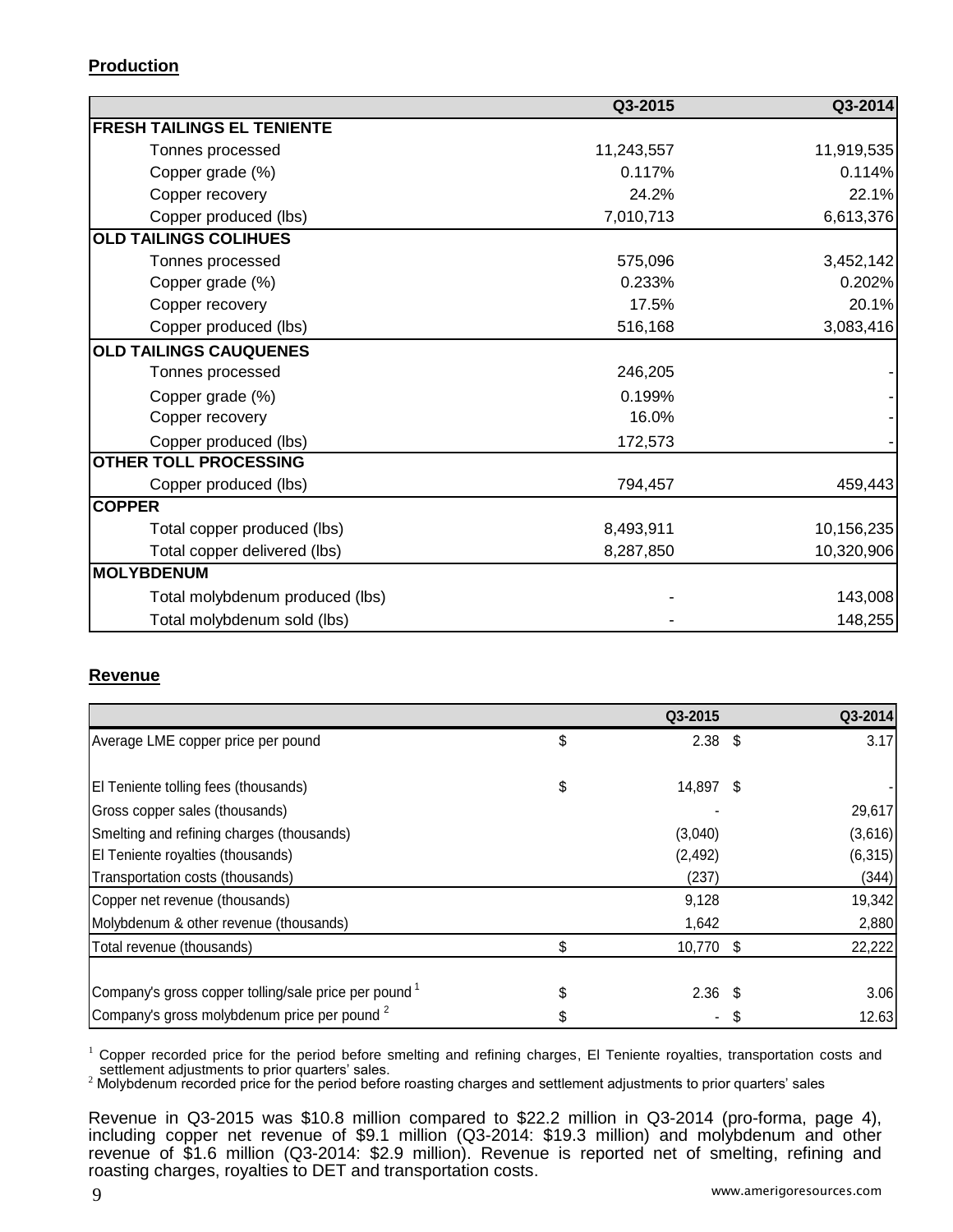**Production**

| | Q3-2015 | Q3-2014 |
|---|---|---|
| **FRESH TAILINGS EL TENIENTE** | | |
| Tonnes processed | 11,243,557 | 11,919,535 |
| Copper grade (%) | 0.117% | 0.114% |
| Copper recovery | 24.2% | 22.1% |
| Copper produced (lbs) | 7,010,713 | 6,613,376 |
| **OLD TAILINGS COLIHUES** | | |
| Tonnes processed | 575,096 | 3,452,142 |
| Copper grade (%) | 0.233% | 0.202% |
| Copper recovery | 17.5% | 20.1% |
| Copper produced (lbs) | 516,168 | 3,083,416 |
| **OLD TAILINGS CAUQUENES** | | |
| Tonnes processed | 246,205 | - |
| Copper grade (%) | 0.199% | - |
| Copper recovery | 16.0% | - |
| Copper produced (lbs) | 172,573 | - |
| **OTHER TOLL PROCESSING** | | |
| Copper produced (lbs) | 794,457 | 459,443 |
| **COPPER** | | |
| Total copper produced (lbs) | 8,493,911 | 10,156,235 |
| Total copper delivered (lbs) | 8,287,850 | 10,320,906 |
| **MOLYBDENUM** | | |
| Total molybdenum produced (lbs) | - | 143,008 |
| Total molybdenum sold (lbs) | - | 148,255 |

**Revenue**

| | Q3-2015 | Q3-2014 |
|---|---|---|
| Average LME copper price per pound | $ 2.38 | $ 3.17 |
| | | |
| El Teniente tolling fees (thousands) | $ 14,897 | $ - |
| Gross copper sales (thousands) | - | 29,617 |
| Smelting and refining charges (thousands) | (3,040) | (3,616) |
| El Teniente royalties (thousands) | (2,492) | (6,315) |
| Transportation costs (thousands) | (237) | (344) |
| Copper net revenue (thousands) | 9,128 | 19,342 |
| Molybdenum & other revenue (thousands) | 1,642 | 2,880 |
| Total revenue (thousands) | $ 10,770 | $ 22,222 |
| | | |
| Company's gross copper tolling/sale price per pound [1] | $ 2.36 | $ 3.06 |
| Company's gross molybdenum price per pound [2] | $ - | $ 12.63 |

[1] Copper recorded price for the period before smelting and refining charges, El Teniente royalties, transportation costs and settlement adjustments to prior quarters' sales.
[2] Molybdenum recorded price for the period before roasting charges and settlement adjustments to prior quarters' sales

Revenue in Q3-2015 was $10.8 million compared to $22.2 million in Q3-2014 (pro-forma, page 4), including copper net revenue of $9.1 million (Q3-2014: $19.3 million) and molybdenum and other revenue of $1.6 million (Q3-2014: $2.9 million). Revenue is reported net of smelting, refining and roasting charges, royalties to DET and transportation costs.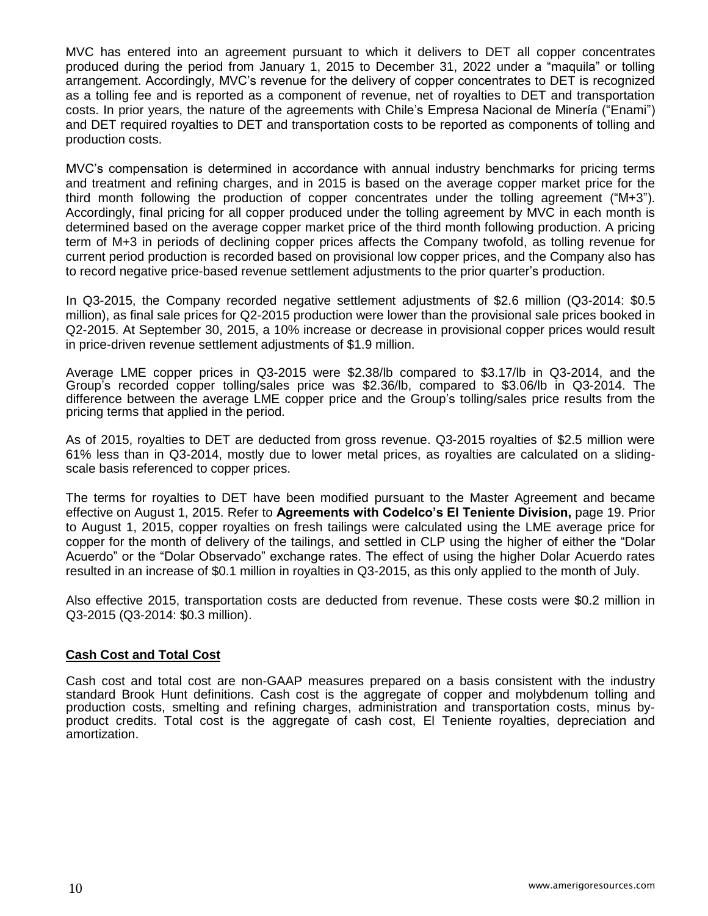MVC has entered into an agreement pursuant to which it delivers to DET all copper concentrates produced during the period from January 1, 2015 to December 31, 2022 under a "maquila" or tolling arrangement. Accordingly, MVC's revenue for the delivery of copper concentrates to DET is recognized as a tolling fee and is reported as a component of revenue, net of royalties to DET and transportation costs. In prior years, the nature of the agreements with Chile's Empresa Nacional de Minería ("Enami") and DET required royalties to DET and transportation costs to be reported as components of tolling and production costs.

MVC's compensation is determined in accordance with annual industry benchmarks for pricing terms and treatment and refining charges, and in 2015 is based on the average copper market price for the third month following the production of copper concentrates under the tolling agreement ("M+3"). Accordingly, final pricing for all copper produced under the tolling agreement by MVC in each month is determined based on the average copper market price of the third month following production. A pricing term of M+3 in periods of declining copper prices affects the Company twofold, as tolling revenue for current period production is recorded based on provisional low copper prices, and the Company also has to record negative price-based revenue settlement adjustments to the prior quarter's production.

In Q3-2015, the Company recorded negative settlement adjustments of $2.6 million (Q3-2014: $0.5 million), as final sale prices for Q2-2015 production were lower than the provisional sale prices booked in Q2-2015. At September 30, 2015, a 10% increase or decrease in provisional copper prices would result in price-driven revenue settlement adjustments of $1.9 million.

Average LME copper prices in Q3-2015 were $2.38/lb compared to $3.17/lb in Q3-2014, and the Group's recorded copper tolling/sales price was $2.36/lb, compared to $3.06/lb in Q3-2014. The difference between the average LME copper price and the Group's tolling/sales price results from the pricing terms that applied in the period.

As of 2015, royalties to DET are deducted from gross revenue. Q3-2015 royalties of $2.5 million were 61% less than in Q3-2014, mostly due to lower metal prices, as royalties are calculated on a sliding-scale basis referenced to copper prices.

The terms for royalties to DET have been modified pursuant to the Master Agreement and became effective on August 1, 2015. Refer to **Agreements with Codelco's El Teniente Division,** page 19. Prior to August 1, 2015, copper royalties on fresh tailings were calculated using the LME average price for copper for the month of delivery of the tailings, and settled in CLP using the higher of either the "Dolar Acuerdo" or the "Dolar Observado" exchange rates. The effect of using the higher Dolar Acuerdo rates resulted in an increase of $0.1 million in royalties in Q3-2015, as this only applied to the month of July.

Also effective 2015, transportation costs are deducted from revenue. These costs were $0.2 million in Q3-2015 (Q3-2014: $0.3 million).

## Cash Cost and Total Cost

Cash cost and total cost are non-GAAP measures prepared on a basis consistent with the industry standard Brook Hunt definitions. Cash cost is the aggregate of copper and molybdenum tolling and production costs, smelting and refining charges, administration and transportation costs, minus by-product credits. Total cost is the aggregate of cash cost, El Teniente royalties, depreciation and amortization.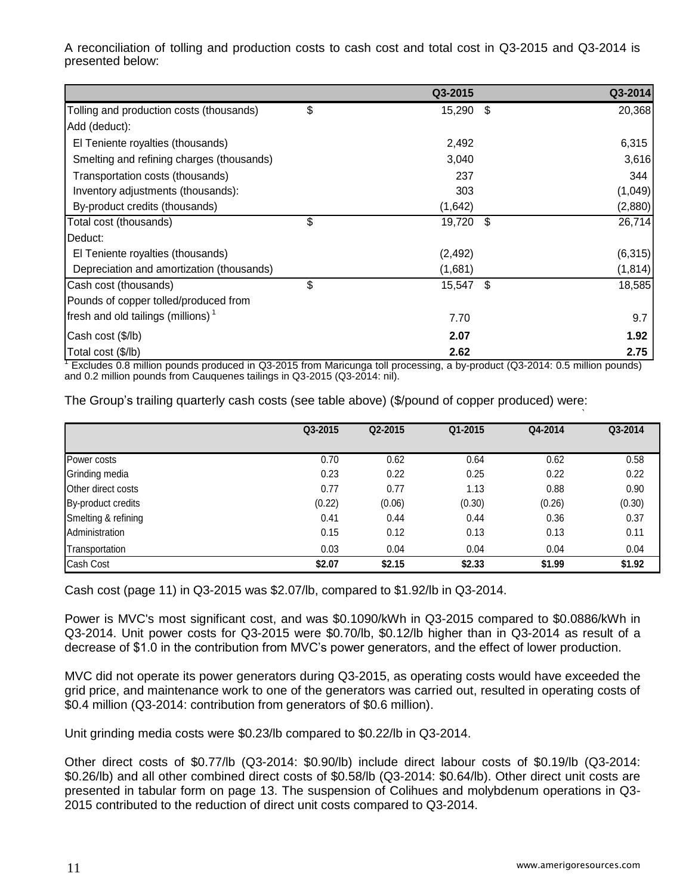A reconciliation of tolling and production costs to cash cost and total cost in Q3-2015 and Q3-2014 is presented below:

| | | Q3-2015 | | Q3-2014 |
|---|---|---|---|---|
| Tolling and production costs (thousands) | $ | 15,290 | $ | 20,368 |
| Add (deduct): | | | | |
| El Teniente royalties (thousands) | | 2,492 | | 6,315 |
| Smelting and refining charges (thousands) | | 3,040 | | 3,616 |
| Transportation costs (thousands) | | 237 | | 344 |
| Inventory adjustments (thousands): | | 303 | | (1,049) |
| By-product credits (thousands) | | (1,642) | | (2,880) |
| Total cost (thousands) | $ | 19,720 | $ | 26,714 |
| Deduct: | | | | |
| El Teniente royalties (thousands) | | (2,492) | | (6,315) |
| Depreciation and amortization (thousands) | | (1,681) | | (1,814) |
| Cash cost (thousands) | $ | 15,547 | $ | 18,585 |
| Pounds of copper tolled/produced from fresh and old tailings (millions) [1] | | 7.70 | | 9.7 |
| Cash cost ($/lb) | | **2.07** | | **1.92** |
| Total cost ($/lb) | | **2.62** | | **2.75** |

[1] Excludes 0.8 million pounds produced in Q3-2015 from Maricunga toll processing, a by-product (Q3-2014: 0.5 million pounds) and 0.2 million pounds from Cauquenes tailings in Q3-2015 (Q3-2014: nil).

The Group's trailing quarterly cash costs (see table above) ($/pound of copper produced) were:

| | Q3-2015 | Q2-2015 | Q1-2015 | Q4-2014 | Q3-2014 |
|---|---|---|---|---|---|
| Power costs | 0.70 | 0.62 | 0.64 | 0.62 | 0.58 |
| Grinding media | 0.23 | 0.22 | 0.25 | 0.22 | 0.22 |
| Other direct costs | 0.77 | 0.77 | 1.13 | 0.88 | 0.90 |
| By-product credits | (0.22) | (0.06) | (0.30) | (0.26) | (0.30) |
| Smelting & refining | 0.41 | 0.44 | 0.44 | 0.36 | 0.37 |
| Administration | 0.15 | 0.12 | 0.13 | 0.13 | 0.11 |
| Transportation | 0.03 | 0.04 | 0.04 | 0.04 | 0.04 |
| Cash Cost | **$2.07** | **$2.15** | **$2.33** | **$1.99** | **$1.92** |

Cash cost (page 11) in Q3-2015 was $2.07/lb, compared to $1.92/lb in Q3-2014.

Power is MVC's most significant cost, and was $0.1090/kWh in Q3-2015 compared to $0.0886/kWh in Q3-2014. Unit power costs for Q3-2015 were $0.70/lb, $0.12/lb higher than in Q3-2014 as result of a decrease of $1.0 in the contribution from MVC's power generators, and the effect of lower production.

MVC did not operate its power generators during Q3-2015, as operating costs would have exceeded the grid price, and maintenance work to one of the generators was carried out, resulted in operating costs of $0.4 million (Q3-2014: contribution from generators of $0.6 million).

Unit grinding media costs were $0.23/lb compared to $0.22/lb in Q3-2014.

Other direct costs of $0.77/lb (Q3-2014: $0.90/lb) include direct labour costs of $0.19/lb (Q3-2014: $0.26/lb) and all other combined direct costs of $0.58/lb (Q3-2014: $0.64/lb). Other direct unit costs are presented in tabular form on page 13. The suspension of Colihues and molybdenum operations in Q3-2015 contributed to the reduction of direct unit costs compared to Q3-2014.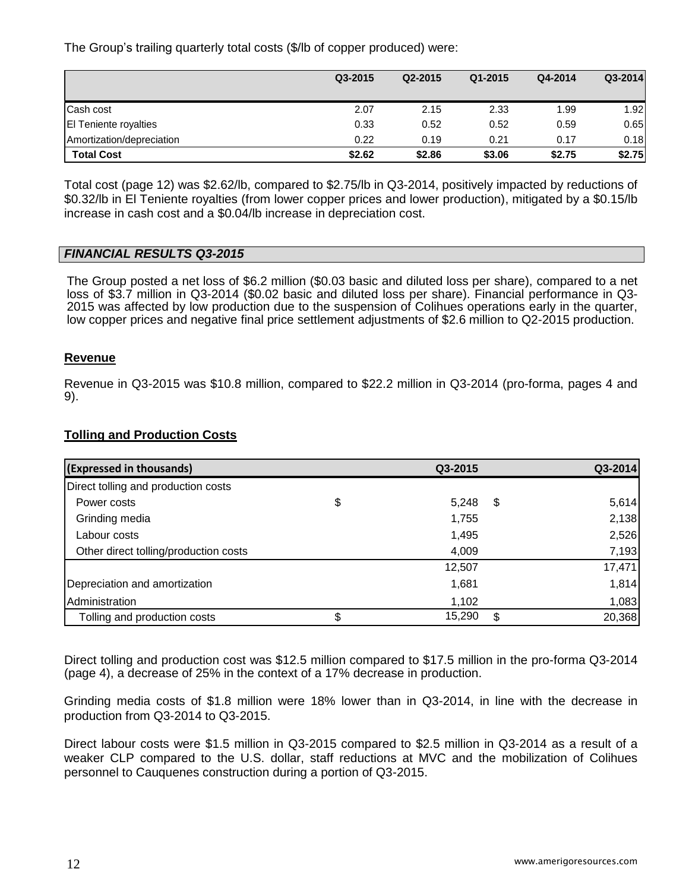The Group's trailing quarterly total costs ($/lb of copper produced) were:

| | Q3-2015 | Q2-2015 | Q1-2015 | Q4-2014 | Q3-2014 |
|---|---|---|---|---|---|
| Cash cost | 2.07 | 2.15 | 2.33 | 1.99 | 1.92 |
| El Teniente royalties | 0.33 | 0.52 | 0.52 | 0.59 | 0.65 |
| Amortization/depreciation | 0.22 | 0.19 | 0.21 | 0.17 | 0.18 |
| **Total Cost** | **$2.62** | **$2.86** | **$3.06** | **$2.75** | **$2.75** |

Total cost (page 12) was $2.62/lb, compared to $2.75/lb in Q3-2014, positively impacted by reductions of $0.32/lb in El Teniente royalties (from lower copper prices and lower production), mitigated by a $0.15/lb increase in cash cost and a $0.04/lb increase in depreciation cost.

## *FINANCIAL RESULTS Q3-2015*

The Group posted a net loss of $6.2 million ($0.03 basic and diluted loss per share), compared to a net loss of $3.7 million in Q3-2014 ($0.02 basic and diluted loss per share). Financial performance in Q3-2015 was affected by low production due to the suspension of Colihues operations early in the quarter, low copper prices and negative final price settlement adjustments of $2.6 million to Q2-2015 production.

### Revenue

Revenue in Q3-2015 was $10.8 million, compared to $22.2 million in Q3-2014 (pro-forma, pages 4 and 9).

### Tolling and Production Costs

| (Expressed in thousands) | Q3-2015 | Q3-2014 |
|---|---|---|
| Direct tolling and production costs | | |
| Power costs | $ 5,248 | $ 5,614 |
| Grinding media | 1,755 | 2,138 |
| Labour costs | 1,495 | 2,526 |
| Other direct tolling/production costs | 4,009 | 7,193 |
| | 12,507 | 17,471 |
| Depreciation and amortization | 1,681 | 1,814 |
| Administration | 1,102 | 1,083 |
| Tolling and production costs | $ 15,290 | $ 20,368 |

Direct tolling and production cost was $12.5 million compared to $17.5 million in the pro-forma Q3-2014 (page 4), a decrease of 25% in the context of a 17% decrease in production.

Grinding media costs of $1.8 million were 18% lower than in Q3-2014, in line with the decrease in production from Q3-2014 to Q3-2015.

Direct labour costs were $1.5 million in Q3-2015 compared to $2.5 million in Q3-2014 as a result of a weaker CLP compared to the U.S. dollar, staff reductions at MVC and the mobilization of Colihues personnel to Cauquenes construction during a portion of Q3-2015.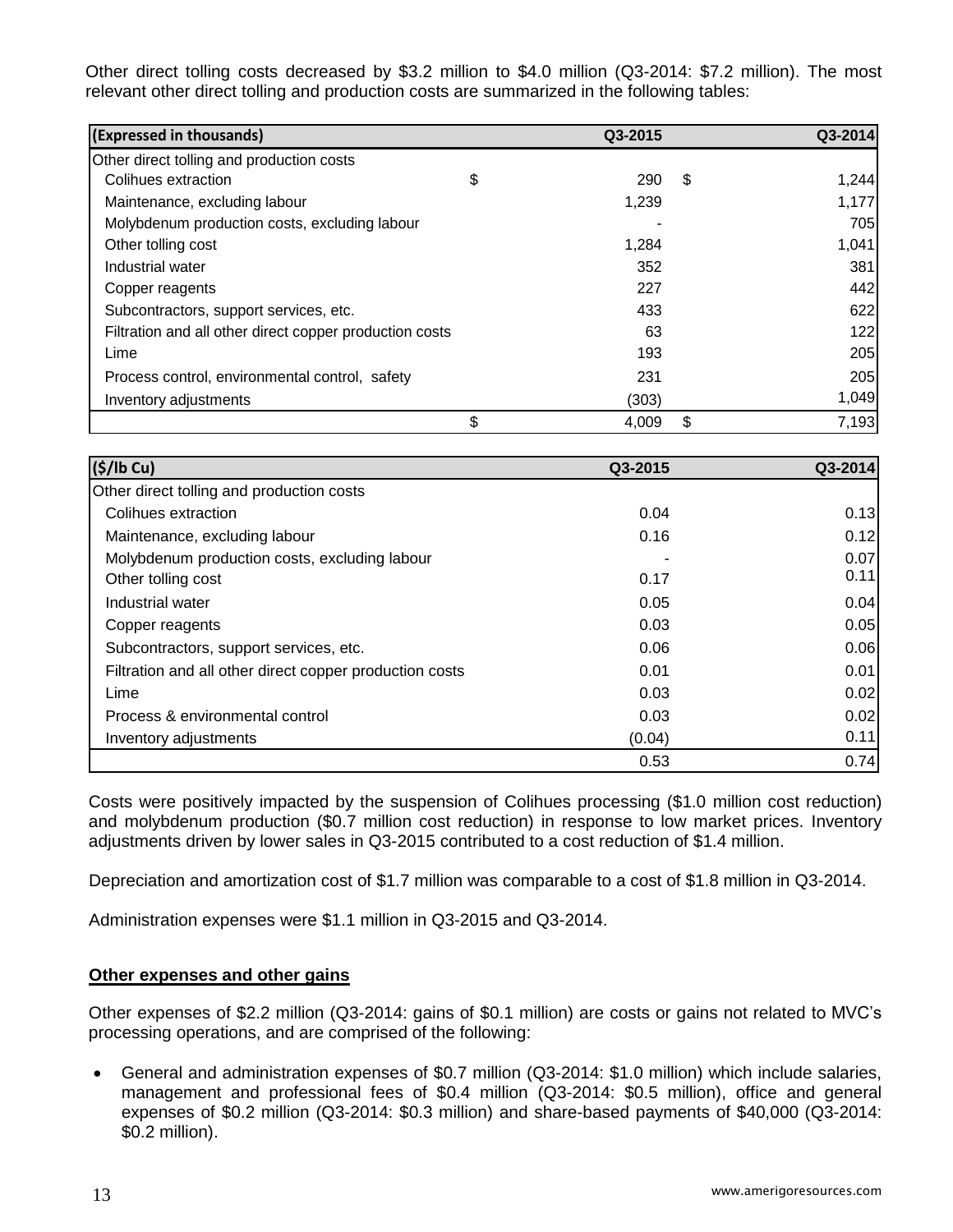Other direct tolling costs decreased by $3.2 million to $4.0 million (Q3-2014: $7.2 million). The most relevant other direct tolling and production costs are summarized in the following tables:

| (Expressed in thousands) | Q3-2015 | Q3-2014 |
|---|---|---|
| Other direct tolling and production costs | | |
| Colihues extraction | $ 290 | $ 1,244 |
| Maintenance, excluding labour | 1,239 | 1,177 |
| Molybdenum production costs, excluding labour | - | 705 |
| Other tolling cost | 1,284 | 1,041 |
| Industrial water | 352 | 381 |
| Copper reagents | 227 | 442 |
| Subcontractors, support services, etc. | 433 | 622 |
| Filtration and all other direct copper production costs | 63 | 122 |
| Lime | 193 | 205 |
| Process control, environmental control, safety | 231 | 205 |
| Inventory adjustments | (303) | 1,049 |
| | $ 4,009 | $ 7,193 |

| ($/lb Cu) | Q3-2015 | Q3-2014 |
|---|---|---|
| Other direct tolling and production costs | | |
| Colihues extraction | 0.04 | 0.13 |
| Maintenance, excluding labour | 0.16 | 0.12 |
| Molybdenum production costs, excluding labour | - | 0.07 |
| Other tolling cost | 0.17 | 0.11 |
| Industrial water | 0.05 | 0.04 |
| Copper reagents | 0.03 | 0.05 |
| Subcontractors, support services, etc. | 0.06 | 0.06 |
| Filtration and all other direct copper production costs | 0.01 | 0.01 |
| Lime | 0.03 | 0.02 |
| Process & environmental control | 0.03 | 0.02 |
| Inventory adjustments | (0.04) | 0.11 |
| | 0.53 | 0.74 |

Costs were positively impacted by the suspension of Colihues processing ($1.0 million cost reduction) and molybdenum production ($0.7 million cost reduction) in response to low market prices. Inventory adjustments driven by lower sales in Q3-2015 contributed to a cost reduction of $1.4 million.

Depreciation and amortization cost of $1.7 million was comparable to a cost of $1.8 million in Q3-2014.

Administration expenses were $1.1 million in Q3-2015 and Q3-2014.

**Other expenses and other gains**

Other expenses of $2.2 million (Q3-2014: gains of $0.1 million) are costs or gains not related to MVC's processing operations, and are comprised of the following:

- General and administration expenses of $0.7 million (Q3-2014: $1.0 million) which include salaries, management and professional fees of $0.4 million (Q3-2014: $0.5 million), office and general expenses of $0.2 million (Q3-2014: $0.3 million) and share-based payments of $40,000 (Q3-2014: $0.2 million).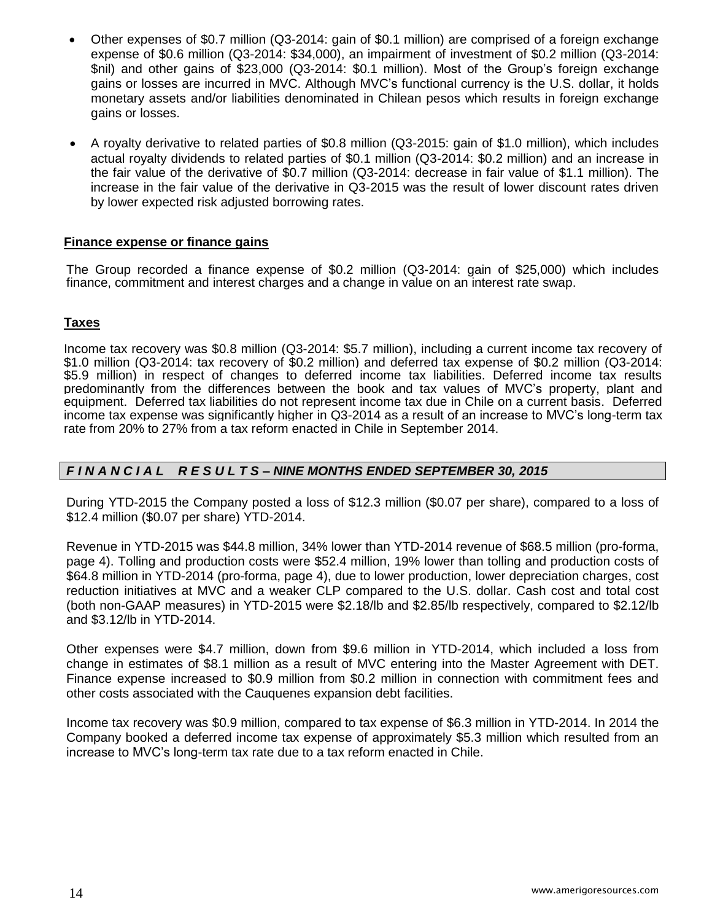- Other expenses of $0.7 million (Q3-2014: gain of $0.1 million) are comprised of a foreign exchange expense of $0.6 million (Q3-2014: $34,000), an impairment of investment of $0.2 million (Q3-2014: $nil) and other gains of $23,000 (Q3-2014: $0.1 million). Most of the Group's foreign exchange gains or losses are incurred in MVC. Although MVC's functional currency is the U.S. dollar, it holds monetary assets and/or liabilities denominated in Chilean pesos which results in foreign exchange gains or losses.

- A royalty derivative to related parties of $0.8 million (Q3-2015: gain of $1.0 million), which includes actual royalty dividends to related parties of $0.1 million (Q3-2014: $0.2 million) and an increase in the fair value of the derivative of $0.7 million (Q3-2014: decrease in fair value of $1.1 million). The increase in the fair value of the derivative in Q3-2015 was the result of lower discount rates driven by lower expected risk adjusted borrowing rates.

**Finance expense or finance gains**

The Group recorded a finance expense of $0.2 million (Q3-2014: gain of $25,000) which includes finance, commitment and interest charges and a change in value on an interest rate swap.

**Taxes**

Income tax recovery was $0.8 million (Q3-2014: $5.7 million), including a current income tax recovery of $1.0 million (Q3-2014: tax recovery of $0.2 million) and deferred tax expense of $0.2 million (Q3-2014: $5.9 million) in respect of changes to deferred income tax liabilities. Deferred income tax results predominantly from the differences between the book and tax values of MVC's property, plant and equipment. Deferred tax liabilities do not represent income tax due in Chile on a current basis. Deferred income tax expense was significantly higher in Q3-2014 as a result of an increase to MVC's long-term tax rate from 20% to 27% from a tax reform enacted in Chile in September 2014.

## *F I N A N C I A L R E S U L T S – NINE MONTHS ENDED SEPTEMBER 30, 2015*

During YTD-2015 the Company posted a loss of $12.3 million ($0.07 per share), compared to a loss of $12.4 million ($0.07 per share) YTD-2014.

Revenue in YTD-2015 was $44.8 million, 34% lower than YTD-2014 revenue of $68.5 million (pro-forma, page 4). Tolling and production costs were $52.4 million, 19% lower than tolling and production costs of $64.8 million in YTD-2014 (pro-forma, page 4), due to lower production, lower depreciation charges, cost reduction initiatives at MVC and a weaker CLP compared to the U.S. dollar. Cash cost and total cost (both non-GAAP measures) in YTD-2015 were $2.18/lb and $2.85/lb respectively, compared to $2.12/lb and $3.12/lb in YTD-2014.

Other expenses were $4.7 million, down from $9.6 million in YTD-2014, which included a loss from change in estimates of $8.1 million as a result of MVC entering into the Master Agreement with DET. Finance expense increased to $0.9 million from $0.2 million in connection with commitment fees and other costs associated with the Cauquenes expansion debt facilities.

Income tax recovery was $0.9 million, compared to tax expense of $6.3 million in YTD-2014. In 2014 the Company booked a deferred income tax expense of approximately $5.3 million which resulted from an increase to MVC's long-term tax rate due to a tax reform enacted in Chile.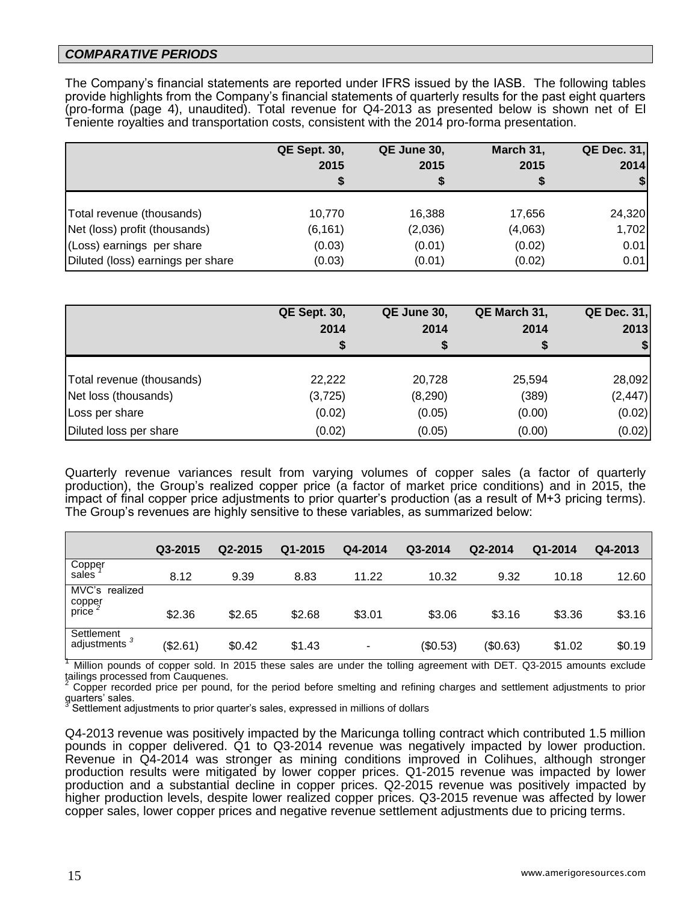## *COMPARATIVE PERIODS*

The Company's financial statements are reported under IFRS issued by the IASB. The following tables provide highlights from the Company's financial statements of quarterly results for the past eight quarters (pro-forma (page 4), unaudited). Total revenue for Q4-2013 as presented below is shown net of El Teniente royalties and transportation costs, consistent with the 2014 pro-forma presentation.

| | QE Sept. 30, 2015 $ | QE June 30, 2015 $ | March 31, 2015 $ | QE Dec. 31, 2014 $ |
|---|---|---|---|---|
| Total revenue (thousands) | 10,770 | 16,388 | 17,656 | 24,320 |
| Net (loss) profit (thousands) | (6,161) | (2,036) | (4,063) | 1,702 |
| (Loss) earnings per share | (0.03) | (0.01) | (0.02) | 0.01 |
| Diluted (loss) earnings per share | (0.03) | (0.01) | (0.02) | 0.01 |

| | QE Sept. 30, 2014 $ | QE June 30, 2014 $ | QE March 31, 2014 $ | QE Dec. 31, 2013 $ |
|---|---|---|---|---|
| Total revenue (thousands) | 22,222 | 20,728 | 25,594 | 28,092 |
| Net loss (thousands) | (3,725) | (8,290) | (389) | (2,447) |
| Loss per share | (0.02) | (0.05) | (0.00) | (0.02) |
| Diluted loss per share | (0.02) | (0.05) | (0.00) | (0.02) |

Quarterly revenue variances result from varying volumes of copper sales (a factor of quarterly production), the Group's realized copper price (a factor of market price conditions) and in 2015, the impact of final copper price adjustments to prior quarter's production (as a result of M+3 pricing terms). The Group's revenues are highly sensitive to these variables, as summarized below:

| | Q3-2015 | Q2-2015 | Q1-2015 | Q4-2014 | Q3-2014 | Q2-2014 | Q1-2014 | Q4-2013 |
|---|---|---|---|---|---|---|---|---|
| Copper sales [1] | 8.12 | 9.39 | 8.83 | 11.22 | 10.32 | 9.32 | 10.18 | 12.60 |
| MVC's realized copper price [2] | $2.36 | $2.65 | $2.68 | $3.01 | $3.06 | $3.16 | $3.36 | $3.16 |
| Settlement adjustments [3] | ($2.61) | $0.42 | $1.43 | - | ($0.53) | ($0.63) | $1.02 | $0.19 |

[1] Million pounds of copper sold. In 2015 these sales are under the tolling agreement with DET. Q3-2015 amounts exclude tailings processed from Cauquenes.
[2] Copper recorded price per pound, for the period before smelting and refining charges and settlement adjustments to prior quarters' sales.
[3] Settlement adjustments to prior quarter's sales, expressed in millions of dollars

Q4-2013 revenue was positively impacted by the Maricunga tolling contract which contributed 1.5 million pounds in copper delivered. Q1 to Q3-2014 revenue was negatively impacted by lower production. Revenue in Q4-2014 was stronger as mining conditions improved in Colihues, although stronger production results were mitigated by lower copper prices. Q1-2015 revenue was impacted by lower production and a substantial decline in copper prices. Q2-2015 revenue was positively impacted by higher production levels, despite lower realized copper prices. Q3-2015 revenue was affected by lower copper sales, lower copper prices and negative revenue settlement adjustments due to pricing terms.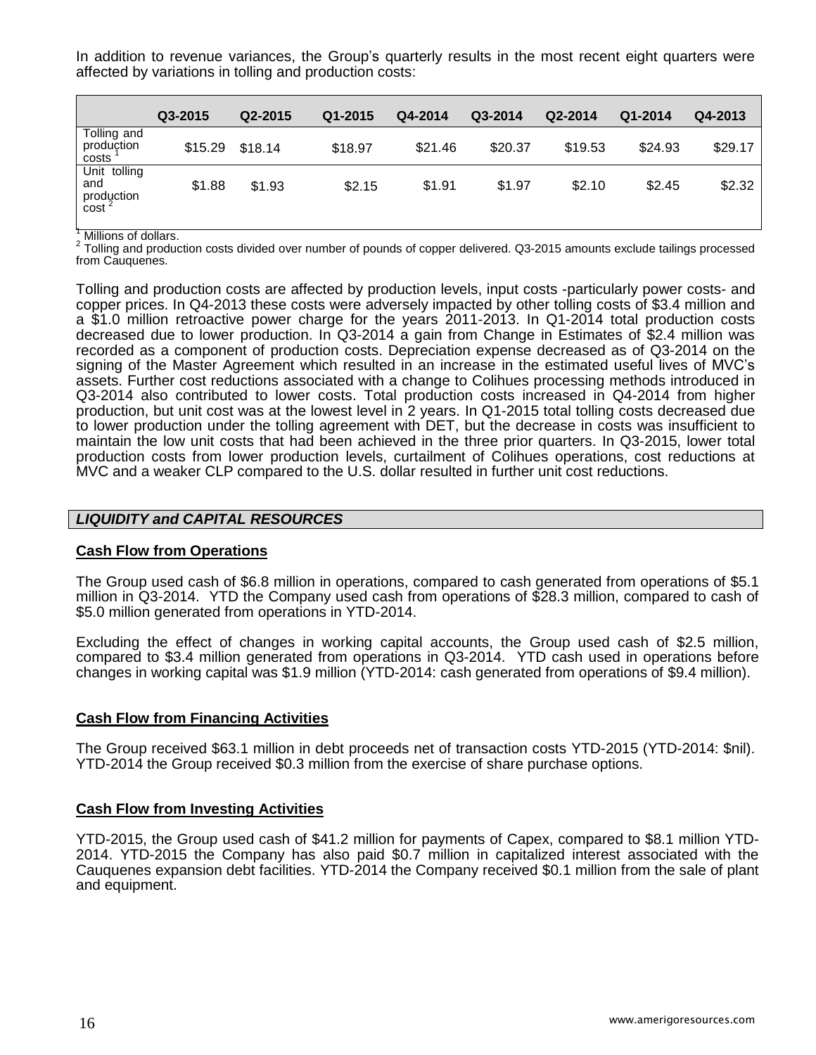In addition to revenue variances, the Group's quarterly results in the most recent eight quarters were affected by variations in tolling and production costs:

| | Q3-2015 | Q2-2015 | Q1-2015 | Q4-2014 | Q3-2014 | Q2-2014 | Q1-2014 | Q4-2013 |
|---|---|---|---|---|---|---|---|---|
| Tolling and production costs [1] | $15.29 | $18.14 | $18.97 | $21.46 | $20.37 | $19.53 | $24.93 | $29.17 |
| Unit tolling and production cost [2] | $1.88 | $1.93 | $2.15 | $1.91 | $1.97 | $2.10 | $2.45 | $2.32 |

[1] Millions of dollars.
[2] Tolling and production costs divided over number of pounds of copper delivered. Q3-2015 amounts exclude tailings processed from Cauquenes.

Tolling and production costs are affected by production levels, input costs -particularly power costs- and copper prices. In Q4-2013 these costs were adversely impacted by other tolling costs of $3.4 million and a $1.0 million retroactive power charge for the years 2011-2013. In Q1-2014 total production costs decreased due to lower production. In Q3-2014 a gain from Change in Estimates of $2.4 million was recorded as a component of production costs. Depreciation expense decreased as of Q3-2014 on the signing of the Master Agreement which resulted in an increase in the estimated useful lives of MVC's assets. Further cost reductions associated with a change to Colihues processing methods introduced in Q3-2014 also contributed to lower costs. Total production costs increased in Q4-2014 from higher production, but unit cost was at the lowest level in 2 years. In Q1-2015 total tolling costs decreased due to lower production under the tolling agreement with DET, but the decrease in costs was insufficient to maintain the low unit costs that had been achieved in the three prior quarters. In Q3-2015, lower total production costs from lower production levels, curtailment of Colihues operations, cost reductions at MVC and a weaker CLP compared to the U.S. dollar resulted in further unit cost reductions.

## *LIQUIDITY and CAPITAL RESOURCES*

### Cash Flow from Operations

The Group used cash of $6.8 million in operations, compared to cash generated from operations of $5.1 million in Q3-2014. YTD the Company used cash from operations of $28.3 million, compared to cash of $5.0 million generated from operations in YTD-2014.

Excluding the effect of changes in working capital accounts, the Group used cash of $2.5 million, compared to $3.4 million generated from operations in Q3-2014. YTD cash used in operations before changes in working capital was $1.9 million (YTD-2014: cash generated from operations of $9.4 million).

### Cash Flow from Financing Activities

The Group received $63.1 million in debt proceeds net of transaction costs YTD-2015 (YTD-2014: $nil). YTD-2014 the Group received $0.3 million from the exercise of share purchase options.

### Cash Flow from Investing Activities

YTD-2015, the Group used cash of $41.2 million for payments of Capex, compared to $8.1 million YTD-2014. YTD-2015 the Company has also paid $0.7 million in capitalized interest associated with the Cauquenes expansion debt facilities. YTD-2014 the Company received $0.1 million from the sale of plant and equipment.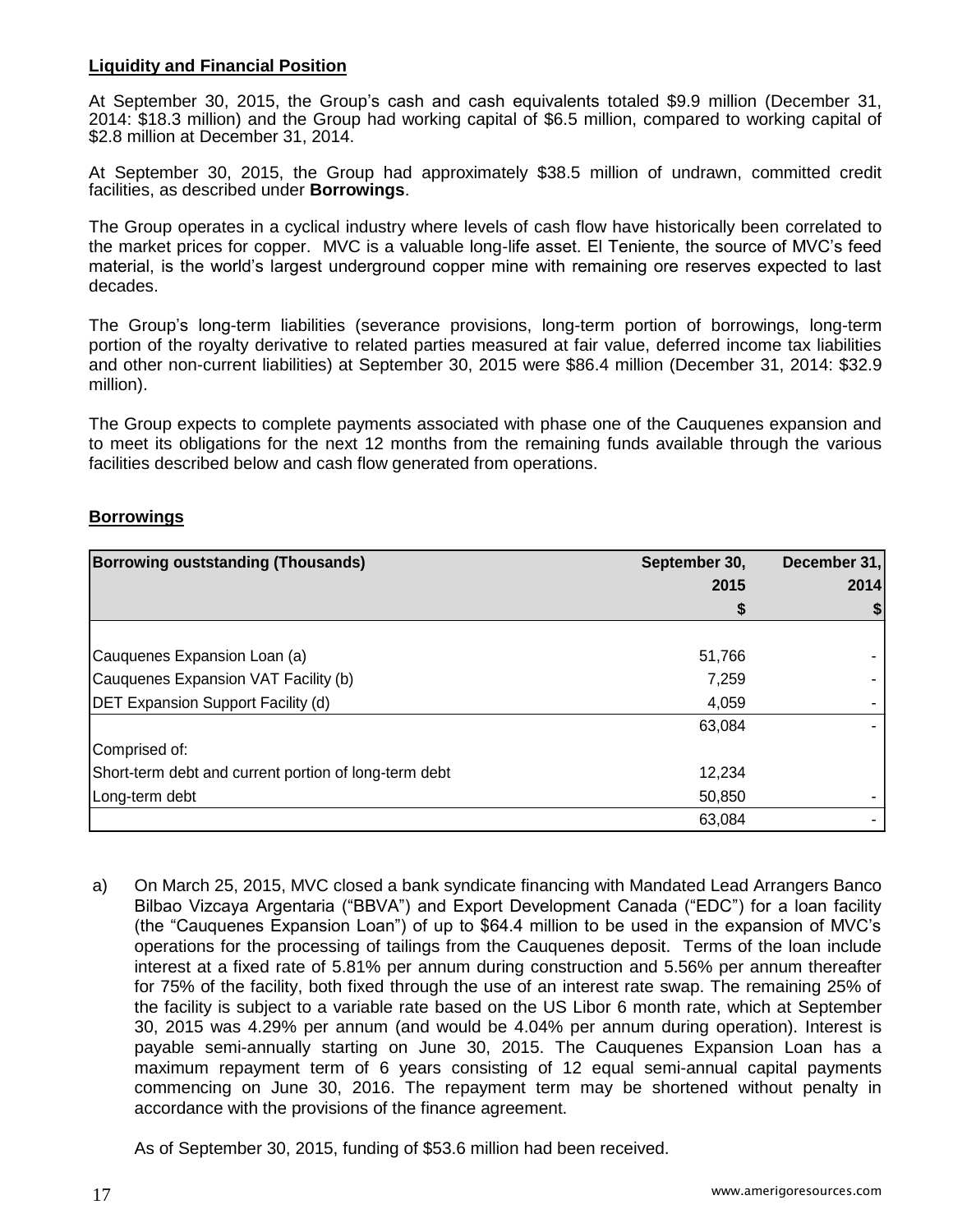**Liquidity and Financial Position**

At September 30, 2015, the Group's cash and cash equivalents totaled $9.9 million (December 31, 2014: $18.3 million) and the Group had working capital of $6.5 million, compared to working capital of $2.8 million at December 31, 2014.

At September 30, 2015, the Group had approximately $38.5 million of undrawn, committed credit facilities, as described under **Borrowings**.

The Group operates in a cyclical industry where levels of cash flow have historically been correlated to the market prices for copper. MVC is a valuable long-life asset. El Teniente, the source of MVC's feed material, is the world's largest underground copper mine with remaining ore reserves expected to last decades.

The Group's long-term liabilities (severance provisions, long-term portion of borrowings, long-term portion of the royalty derivative to related parties measured at fair value, deferred income tax liabilities and other non-current liabilities) at September 30, 2015 were $86.4 million (December 31, 2014: $32.9 million).

The Group expects to complete payments associated with phase one of the Cauquenes expansion and to meet its obligations for the next 12 months from the remaining funds available through the various facilities described below and cash flow generated from operations.

**Borrowings**

| Borrowing oustsanding (Thousands) | September 30, 2015 $ | December 31, 2014 $ |
|---|---|---|
| Cauquenes Expansion Loan (a) | 51,766 | - |
| Cauquenes Expansion VAT Facility (b) | 7,259 | - |
| DET Expansion Support Facility (d) | 4,059 | - |
| | 63,084 | - |
| Comprised of: | | |
| Short-term debt and current portion of long-term debt | 12,234 | |
| Long-term debt | 50,850 | - |
| | 63,084 | - |

a) On March 25, 2015, MVC closed a bank syndicate financing with Mandated Lead Arrangers Banco Bilbao Vizcaya Argentaria ("BBVA") and Export Development Canada ("EDC") for a loan facility (the "Cauquenes Expansion Loan") of up to $64.4 million to be used in the expansion of MVC's operations for the processing of tailings from the Cauquenes deposit. Terms of the loan include interest at a fixed rate of 5.81% per annum during construction and 5.56% per annum thereafter for 75% of the facility, both fixed through the use of an interest rate swap. The remaining 25% of the facility is subject to a variable rate based on the US Libor 6 month rate, which at September 30, 2015 was 4.29% per annum (and would be 4.04% per annum during operation). Interest is payable semi-annually starting on June 30, 2015. The Cauquenes Expansion Loan has a maximum repayment term of 6 years consisting of 12 equal semi-annual capital payments commencing on June 30, 2016. The repayment term may be shortened without penalty in accordance with the provisions of the finance agreement.

As of September 30, 2015, funding of $53.6 million had been received.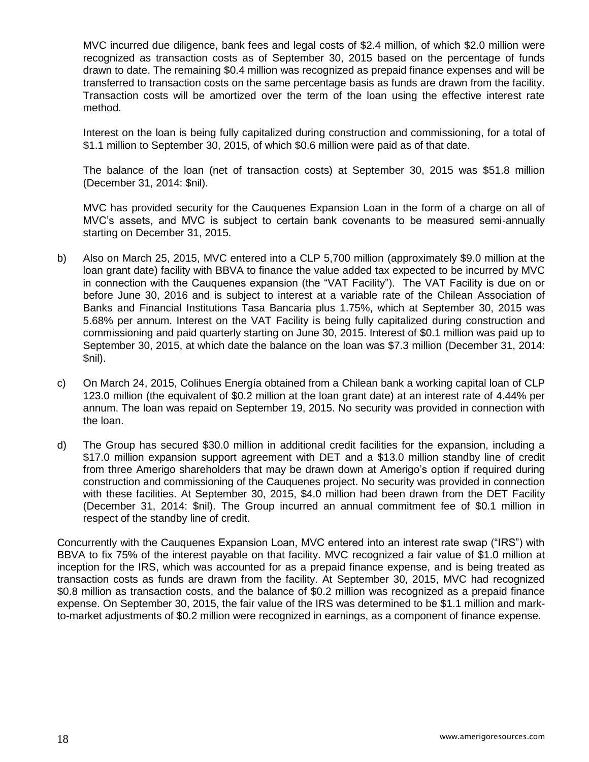MVC incurred due diligence, bank fees and legal costs of $2.4 million, of which $2.0 million were recognized as transaction costs as of September 30, 2015 based on the percentage of funds drawn to date. The remaining $0.4 million was recognized as prepaid finance expenses and will be transferred to transaction costs on the same percentage basis as funds are drawn from the facility. Transaction costs will be amortized over the term of the loan using the effective interest rate method.

Interest on the loan is being fully capitalized during construction and commissioning, for a total of $1.1 million to September 30, 2015, of which $0.6 million were paid as of that date.

The balance of the loan (net of transaction costs) at September 30, 2015 was $51.8 million (December 31, 2014: $nil).

MVC has provided security for the Cauquenes Expansion Loan in the form of a charge on all of MVC's assets, and MVC is subject to certain bank covenants to be measured semi-annually starting on December 31, 2015.

b) Also on March 25, 2015, MVC entered into a CLP 5,700 million (approximately $9.0 million at the loan grant date) facility with BBVA to finance the value added tax expected to be incurred by MVC in connection with the Cauquenes expansion (the "VAT Facility"). The VAT Facility is due on or before June 30, 2016 and is subject to interest at a variable rate of the Chilean Association of Banks and Financial Institutions Tasa Bancaria plus 1.75%, which at September 30, 2015 was 5.68% per annum. Interest on the VAT Facility is being fully capitalized during construction and commissioning and paid quarterly starting on June 30, 2015. Interest of $0.1 million was paid up to September 30, 2015, at which date the balance on the loan was $7.3 million (December 31, 2014: $nil).

c) On March 24, 2015, Colihues Energía obtained from a Chilean bank a working capital loan of CLP 123.0 million (the equivalent of $0.2 million at the loan grant date) at an interest rate of 4.44% per annum. The loan was repaid on September 19, 2015. No security was provided in connection with the loan.

d) The Group has secured $30.0 million in additional credit facilities for the expansion, including a $17.0 million expansion support agreement with DET and a $13.0 million standby line of credit from three Amerigo shareholders that may be drawn down at Amerigo's option if required during construction and commissioning of the Cauquenes project. No security was provided in connection with these facilities. At September 30, 2015, $4.0 million had been drawn from the DET Facility (December 31, 2014: $nil). The Group incurred an annual commitment fee of $0.1 million in respect of the standby line of credit.

Concurrently with the Cauquenes Expansion Loan, MVC entered into an interest rate swap ("IRS") with BBVA to fix 75% of the interest payable on that facility. MVC recognized a fair value of $1.0 million at inception for the IRS, which was accounted for as a prepaid finance expense, and is being treated as transaction costs as funds are drawn from the facility. At September 30, 2015, MVC had recognized $0.8 million as transaction costs, and the balance of $0.2 million was recognized as a prepaid finance expense. On September 30, 2015, the fair value of the IRS was determined to be $1.1 million and mark-to-market adjustments of $0.2 million were recognized in earnings, as a component of finance expense.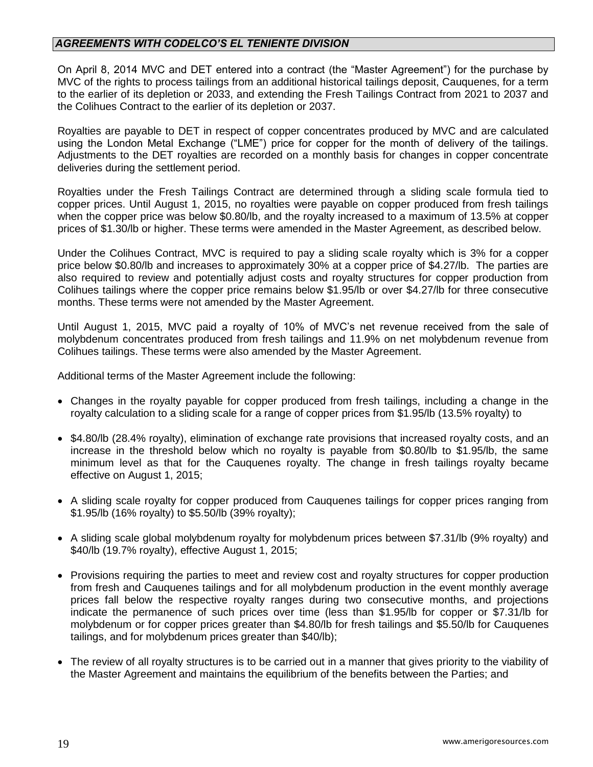## *AGREEMENTS WITH CODELCO'S EL TENIENTE DIVISION*

On April 8, 2014 MVC and DET entered into a contract (the "Master Agreement") for the purchase by MVC of the rights to process tailings from an additional historical tailings deposit, Cauquenes, for a term to the earlier of its depletion or 2033, and extending the Fresh Tailings Contract from 2021 to 2037 and the Colihues Contract to the earlier of its depletion or 2037.

Royalties are payable to DET in respect of copper concentrates produced by MVC and are calculated using the London Metal Exchange ("LME") price for copper for the month of delivery of the tailings. Adjustments to the DET royalties are recorded on a monthly basis for changes in copper concentrate deliveries during the settlement period.

Royalties under the Fresh Tailings Contract are determined through a sliding scale formula tied to copper prices. Until August 1, 2015, no royalties were payable on copper produced from fresh tailings when the copper price was below $0.80/lb, and the royalty increased to a maximum of 13.5% at copper prices of $1.30/lb or higher. These terms were amended in the Master Agreement, as described below.

Under the Colihues Contract, MVC is required to pay a sliding scale royalty which is 3% for a copper price below $0.80/lb and increases to approximately 30% at a copper price of $4.27/lb. The parties are also required to review and potentially adjust costs and royalty structures for copper production from Colihues tailings where the copper price remains below $1.95/lb or over $4.27/lb for three consecutive months. These terms were not amended by the Master Agreement.

Until August 1, 2015, MVC paid a royalty of 10% of MVC's net revenue received from the sale of molybdenum concentrates produced from fresh tailings and 11.9% on net molybdenum revenue from Colihues tailings. These terms were also amended by the Master Agreement.

Additional terms of the Master Agreement include the following:

- Changes in the royalty payable for copper produced from fresh tailings, including a change in the royalty calculation to a sliding scale for a range of copper prices from $1.95/lb (13.5% royalty) to
- $4.80/lb (28.4% royalty), elimination of exchange rate provisions that increased royalty costs, and an increase in the threshold below which no royalty is payable from $0.80/lb to $1.95/lb, the same minimum level as that for the Cauquenes royalty. The change in fresh tailings royalty became effective on August 1, 2015;
- A sliding scale royalty for copper produced from Cauquenes tailings for copper prices ranging from $1.95/lb (16% royalty) to $5.50/lb (39% royalty);
- A sliding scale global molybdenum royalty for molybdenum prices between $7.31/lb (9% royalty) and $40/lb (19.7% royalty), effective August 1, 2015;
- Provisions requiring the parties to meet and review cost and royalty structures for copper production from fresh and Cauquenes tailings and for all molybdenum production in the event monthly average prices fall below the respective royalty ranges during two consecutive months, and projections indicate the permanence of such prices over time (less than $1.95/lb for copper or $7.31/lb for molybdenum or for copper prices greater than $4.80/lb for fresh tailings and $5.50/lb for Cauquenes tailings, and for molybdenum prices greater than $40/lb);
- The review of all royalty structures is to be carried out in a manner that gives priority to the viability of the Master Agreement and maintains the equilibrium of the benefits between the Parties; and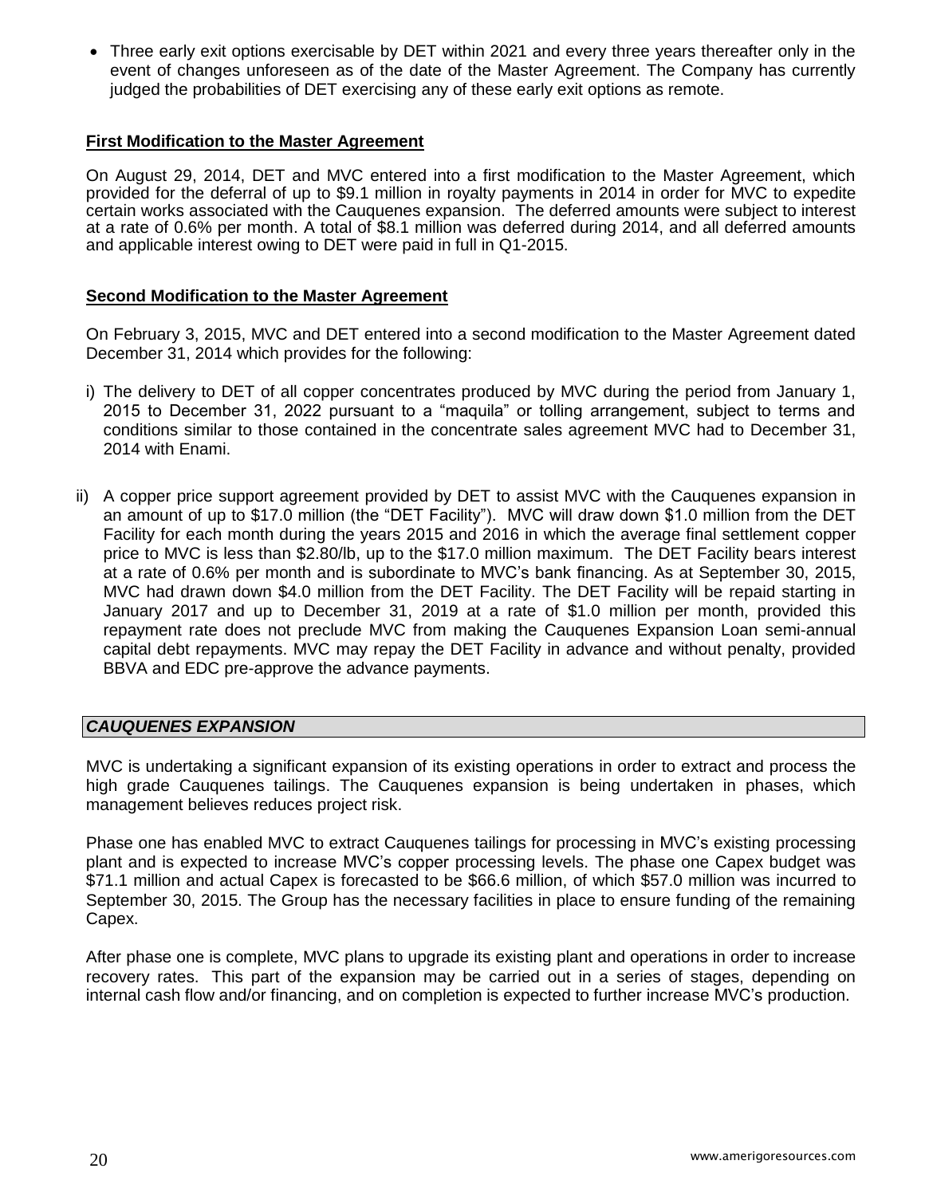- Three early exit options exercisable by DET within 2021 and every three years thereafter only in the event of changes unforeseen as of the date of the Master Agreement. The Company has currently judged the probabilities of DET exercising any of these early exit options as remote.

**First Modification to the Master Agreement**

On August 29, 2014, DET and MVC entered into a first modification to the Master Agreement, which provided for the deferral of up to $9.1 million in royalty payments in 2014 in order for MVC to expedite certain works associated with the Cauquenes expansion. The deferred amounts were subject to interest at a rate of 0.6% per month. A total of $8.1 million was deferred during 2014, and all deferred amounts and applicable interest owing to DET were paid in full in Q1-2015.

**Second Modification to the Master Agreement**

On February 3, 2015, MVC and DET entered into a second modification to the Master Agreement dated December 31, 2014 which provides for the following:

i) The delivery to DET of all copper concentrates produced by MVC during the period from January 1, 2015 to December 31, 2022 pursuant to a "maquila" or tolling arrangement, subject to terms and conditions similar to those contained in the concentrate sales agreement MVC had to December 31, 2014 with Enami.

ii) A copper price support agreement provided by DET to assist MVC with the Cauquenes expansion in an amount of up to $17.0 million (the "DET Facility"). MVC will draw down $1.0 million from the DET Facility for each month during the years 2015 and 2016 in which the average final settlement copper price to MVC is less than $2.80/lb, up to the $17.0 million maximum. The DET Facility bears interest at a rate of 0.6% per month and is subordinate to MVC's bank financing. As at September 30, 2015, MVC had drawn down $4.0 million from the DET Facility. The DET Facility will be repaid starting in January 2017 and up to December 31, 2019 at a rate of $1.0 million per month, provided this repayment rate does not preclude MVC from making the Cauquenes Expansion Loan semi-annual capital debt repayments. MVC may repay the DET Facility in advance and without penalty, provided BBVA and EDC pre-approve the advance payments.

## *CAUQUENES EXPANSION*

MVC is undertaking a significant expansion of its existing operations in order to extract and process the high grade Cauquenes tailings. The Cauquenes expansion is being undertaken in phases, which management believes reduces project risk.

Phase one has enabled MVC to extract Cauquenes tailings for processing in MVC's existing processing plant and is expected to increase MVC's copper processing levels. The phase one Capex budget was $71.1 million and actual Capex is forecasted to be $66.6 million, of which $57.0 million was incurred to September 30, 2015. The Group has the necessary facilities in place to ensure funding of the remaining Capex.

After phase one is complete, MVC plans to upgrade its existing plant and operations in order to increase recovery rates. This part of the expansion may be carried out in a series of stages, depending on internal cash flow and/or financing, and on completion is expected to further increase MVC's production.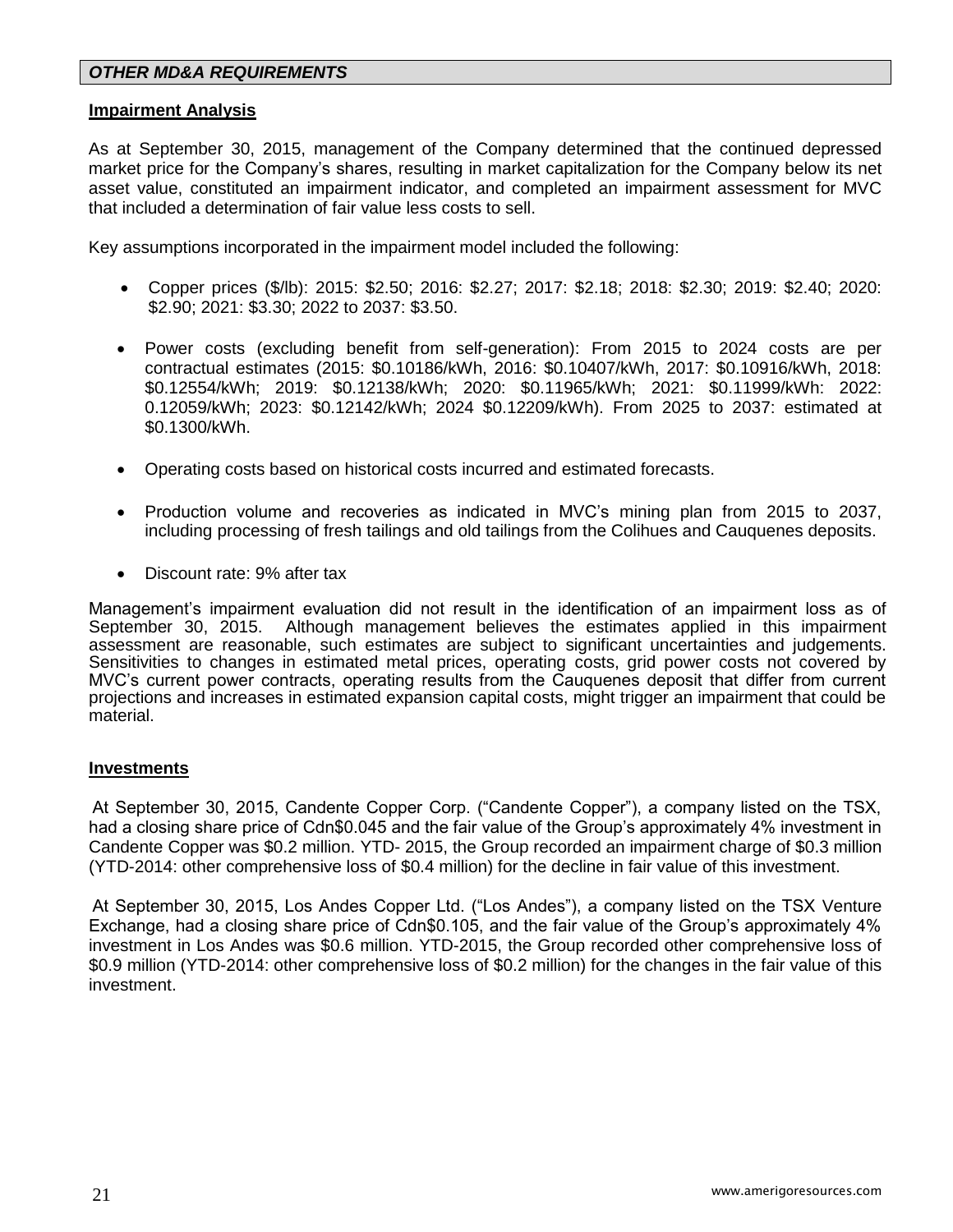## *OTHER MD&A REQUIREMENTS*

### Impairment Analysis

As at September 30, 2015, management of the Company determined that the continued depressed market price for the Company's shares, resulting in market capitalization for the Company below its net asset value, constituted an impairment indicator, and completed an impairment assessment for MVC that included a determination of fair value less costs to sell.

Key assumptions incorporated in the impairment model included the following:

- Copper prices ($/lb): 2015: $2.50; 2016: $2.27; 2017: $2.18; 2018: $2.30; 2019: $2.40; 2020: $2.90; 2021: $3.30; 2022 to 2037: $3.50.
- Power costs (excluding benefit from self-generation): From 2015 to 2024 costs are per contractual estimates (2015: $0.10186/kWh, 2016: $0.10407/kWh, 2017: $0.10916/kWh, 2018: $0.12554/kWh; 2019: $0.12138/kWh; 2020: $0.11965/kWh; 2021: $0.11999/kWh: 2022: 0.12059/kWh; 2023: $0.12142/kWh; 2024 $0.12209/kWh). From 2025 to 2037: estimated at $0.1300/kWh.
- Operating costs based on historical costs incurred and estimated forecasts.
- Production volume and recoveries as indicated in MVC's mining plan from 2015 to 2037, including processing of fresh tailings and old tailings from the Colihues and Cauquenes deposits.
- Discount rate: 9% after tax

Management's impairment evaluation did not result in the identification of an impairment loss as of September 30, 2015. Although management believes the estimates applied in this impairment assessment are reasonable, such estimates are subject to significant uncertainties and judgements. Sensitivities to changes in estimated metal prices, operating costs, grid power costs not covered by MVC's current power contracts, operating results from the Cauquenes deposit that differ from current projections and increases in estimated expansion capital costs, might trigger an impairment that could be material.

### Investments

At September 30, 2015, Candente Copper Corp. ("Candente Copper"), a company listed on the TSX, had a closing share price of Cdn$0.045 and the fair value of the Group's approximately 4% investment in Candente Copper was $0.2 million. YTD- 2015, the Group recorded an impairment charge of $0.3 million (YTD-2014: other comprehensive loss of $0.4 million) for the decline in fair value of this investment.

At September 30, 2015, Los Andes Copper Ltd. ("Los Andes"), a company listed on the TSX Venture Exchange, had a closing share price of Cdn$0.105, and the fair value of the Group's approximately 4% investment in Los Andes was $0.6 million. YTD-2015, the Group recorded other comprehensive loss of $0.9 million (YTD-2014: other comprehensive loss of $0.2 million) for the changes in the fair value of this investment.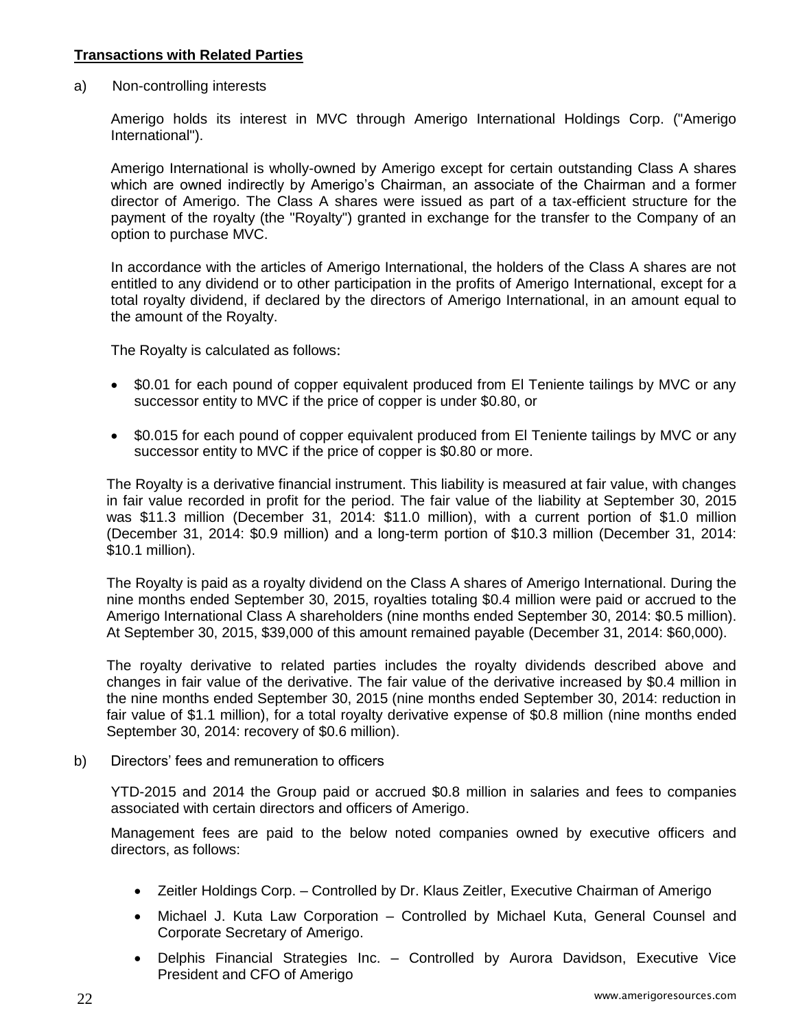**Transactions with Related Parties**

a) Non-controlling interests

Amerigo holds its interest in MVC through Amerigo International Holdings Corp. ("Amerigo International").

Amerigo International is wholly-owned by Amerigo except for certain outstanding Class A shares which are owned indirectly by Amerigo's Chairman, an associate of the Chairman and a former director of Amerigo. The Class A shares were issued as part of a tax-efficient structure for the payment of the royalty (the "Royalty") granted in exchange for the transfer to the Company of an option to purchase MVC.

In accordance with the articles of Amerigo International, the holders of the Class A shares are not entitled to any dividend or to other participation in the profits of Amerigo International, except for a total royalty dividend, if declared by the directors of Amerigo International, in an amount equal to the amount of the Royalty.

The Royalty is calculated as follows:

- $0.01 for each pound of copper equivalent produced from El Teniente tailings by MVC or any successor entity to MVC if the price of copper is under $0.80, or
- $0.015 for each pound of copper equivalent produced from El Teniente tailings by MVC or any successor entity to MVC if the price of copper is $0.80 or more.

The Royalty is a derivative financial instrument. This liability is measured at fair value, with changes in fair value recorded in profit for the period. The fair value of the liability at September 30, 2015 was $11.3 million (December 31, 2014: $11.0 million), with a current portion of $1.0 million (December 31, 2014: $0.9 million) and a long-term portion of $10.3 million (December 31, 2014: $10.1 million).

The Royalty is paid as a royalty dividend on the Class A shares of Amerigo International. During the nine months ended September 30, 2015, royalties totaling $0.4 million were paid or accrued to the Amerigo International Class A shareholders (nine months ended September 30, 2014: $0.5 million). At September 30, 2015, $39,000 of this amount remained payable (December 31, 2014: $60,000).

The royalty derivative to related parties includes the royalty dividends described above and changes in fair value of the derivative. The fair value of the derivative increased by $0.4 million in the nine months ended September 30, 2015 (nine months ended September 30, 2014: reduction in fair value of $1.1 million), for a total royalty derivative expense of $0.8 million (nine months ended September 30, 2014: recovery of $0.6 million).

b) Directors' fees and remuneration to officers

YTD-2015 and 2014 the Group paid or accrued $0.8 million in salaries and fees to companies associated with certain directors and officers of Amerigo.

Management fees are paid to the below noted companies owned by executive officers and directors, as follows:

- Zeitler Holdings Corp. – Controlled by Dr. Klaus Zeitler, Executive Chairman of Amerigo
- Michael J. Kuta Law Corporation – Controlled by Michael Kuta, General Counsel and Corporate Secretary of Amerigo.
- Delphis Financial Strategies Inc. – Controlled by Aurora Davidson, Executive Vice President and CFO of Amerigo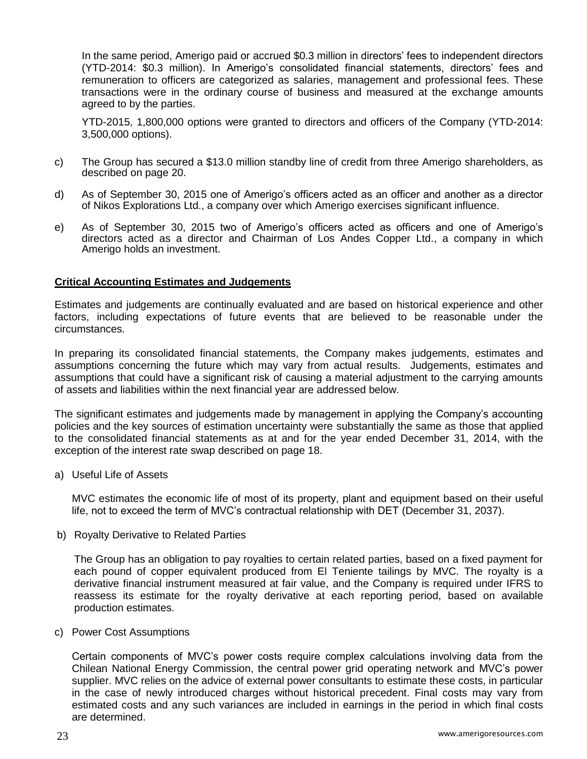In the same period, Amerigo paid or accrued $0.3 million in directors' fees to independent directors (YTD-2014: $0.3 million). In Amerigo's consolidated financial statements, directors' fees and remuneration to officers are categorized as salaries, management and professional fees. These transactions were in the ordinary course of business and measured at the exchange amounts agreed to by the parties.

YTD-2015, 1,800,000 options were granted to directors and officers of the Company (YTD-2014: 3,500,000 options).

c) The Group has secured a $13.0 million standby line of credit from three Amerigo shareholders, as described on page 20.

d) As of September 30, 2015 one of Amerigo's officers acted as an officer and another as a director of Nikos Explorations Ltd., a company over which Amerigo exercises significant influence.

e) As of September 30, 2015 two of Amerigo's officers acted as officers and one of Amerigo's directors acted as a director and Chairman of Los Andes Copper Ltd., a company in which Amerigo holds an investment.

## Critical Accounting Estimates and Judgements

Estimates and judgements are continually evaluated and are based on historical experience and other factors, including expectations of future events that are believed to be reasonable under the circumstances.

In preparing its consolidated financial statements, the Company makes judgements, estimates and assumptions concerning the future which may vary from actual results. Judgements, estimates and assumptions that could have a significant risk of causing a material adjustment to the carrying amounts of assets and liabilities within the next financial year are addressed below.

The significant estimates and judgements made by management in applying the Company's accounting policies and the key sources of estimation uncertainty were substantially the same as those that applied to the consolidated financial statements as at and for the year ended December 31, 2014, with the exception of the interest rate swap described on page 18.

a) Useful Life of Assets

MVC estimates the economic life of most of its property, plant and equipment based on their useful life, not to exceed the term of MVC's contractual relationship with DET (December 31, 2037).

b) Royalty Derivative to Related Parties

The Group has an obligation to pay royalties to certain related parties, based on a fixed payment for each pound of copper equivalent produced from El Teniente tailings by MVC. The royalty is a derivative financial instrument measured at fair value, and the Company is required under IFRS to reassess its estimate for the royalty derivative at each reporting period, based on available production estimates.

c) Power Cost Assumptions

Certain components of MVC's power costs require complex calculations involving data from the Chilean National Energy Commission, the central power grid operating network and MVC's power supplier. MVC relies on the advice of external power consultants to estimate these costs, in particular in the case of newly introduced charges without historical precedent. Final costs may vary from estimated costs and any such variances are included in earnings in the period in which final costs are determined.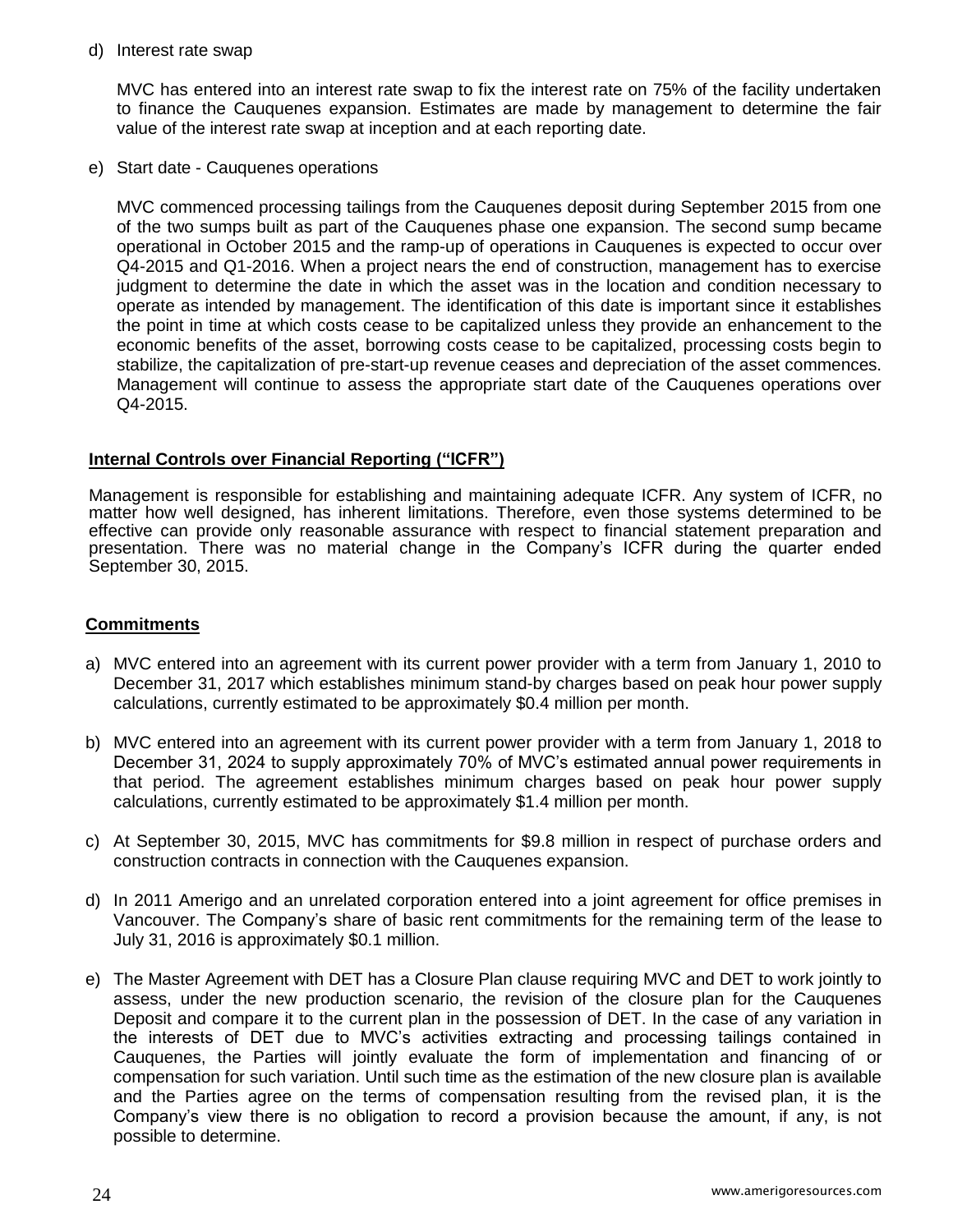d) Interest rate swap

MVC has entered into an interest rate swap to fix the interest rate on 75% of the facility undertaken to finance the Cauquenes expansion. Estimates are made by management to determine the fair value of the interest rate swap at inception and at each reporting date.

e) Start date - Cauquenes operations

MVC commenced processing tailings from the Cauquenes deposit during September 2015 from one of the two sumps built as part of the Cauquenes phase one expansion. The second sump became operational in October 2015 and the ramp-up of operations in Cauquenes is expected to occur over Q4-2015 and Q1-2016. When a project nears the end of construction, management has to exercise judgment to determine the date in which the asset was in the location and condition necessary to operate as intended by management. The identification of this date is important since it establishes the point in time at which costs cease to be capitalized unless they provide an enhancement to the economic benefits of the asset, borrowing costs cease to be capitalized, processing costs begin to stabilize, the capitalization of pre-start-up revenue ceases and depreciation of the asset commences. Management will continue to assess the appropriate start date of the Cauquenes operations over Q4-2015.

## Internal Controls over Financial Reporting ("ICFR")

Management is responsible for establishing and maintaining adequate ICFR. Any system of ICFR, no matter how well designed, has inherent limitations. Therefore, even those systems determined to be effective can provide only reasonable assurance with respect to financial statement preparation and presentation. There was no material change in the Company's ICFR during the quarter ended September 30, 2015.

## Commitments

a) MVC entered into an agreement with its current power provider with a term from January 1, 2010 to December 31, 2017 which establishes minimum stand-by charges based on peak hour power supply calculations, currently estimated to be approximately $0.4 million per month.

b) MVC entered into an agreement with its current power provider with a term from January 1, 2018 to December 31, 2024 to supply approximately 70% of MVC's estimated annual power requirements in that period. The agreement establishes minimum charges based on peak hour power supply calculations, currently estimated to be approximately $1.4 million per month.

c) At September 30, 2015, MVC has commitments for $9.8 million in respect of purchase orders and construction contracts in connection with the Cauquenes expansion.

d) In 2011 Amerigo and an unrelated corporation entered into a joint agreement for office premises in Vancouver. The Company's share of basic rent commitments for the remaining term of the lease to July 31, 2016 is approximately $0.1 million.

e) The Master Agreement with DET has a Closure Plan clause requiring MVC and DET to work jointly to assess, under the new production scenario, the revision of the closure plan for the Cauquenes Deposit and compare it to the current plan in the possession of DET. In the case of any variation in the interests of DET due to MVC's activities extracting and processing tailings contained in Cauquenes, the Parties will jointly evaluate the form of implementation and financing of or compensation for such variation. Until such time as the estimation of the new closure plan is available and the Parties agree on the terms of compensation resulting from the revised plan, it is the Company's view there is no obligation to record a provision because the amount, if any, is not possible to determine.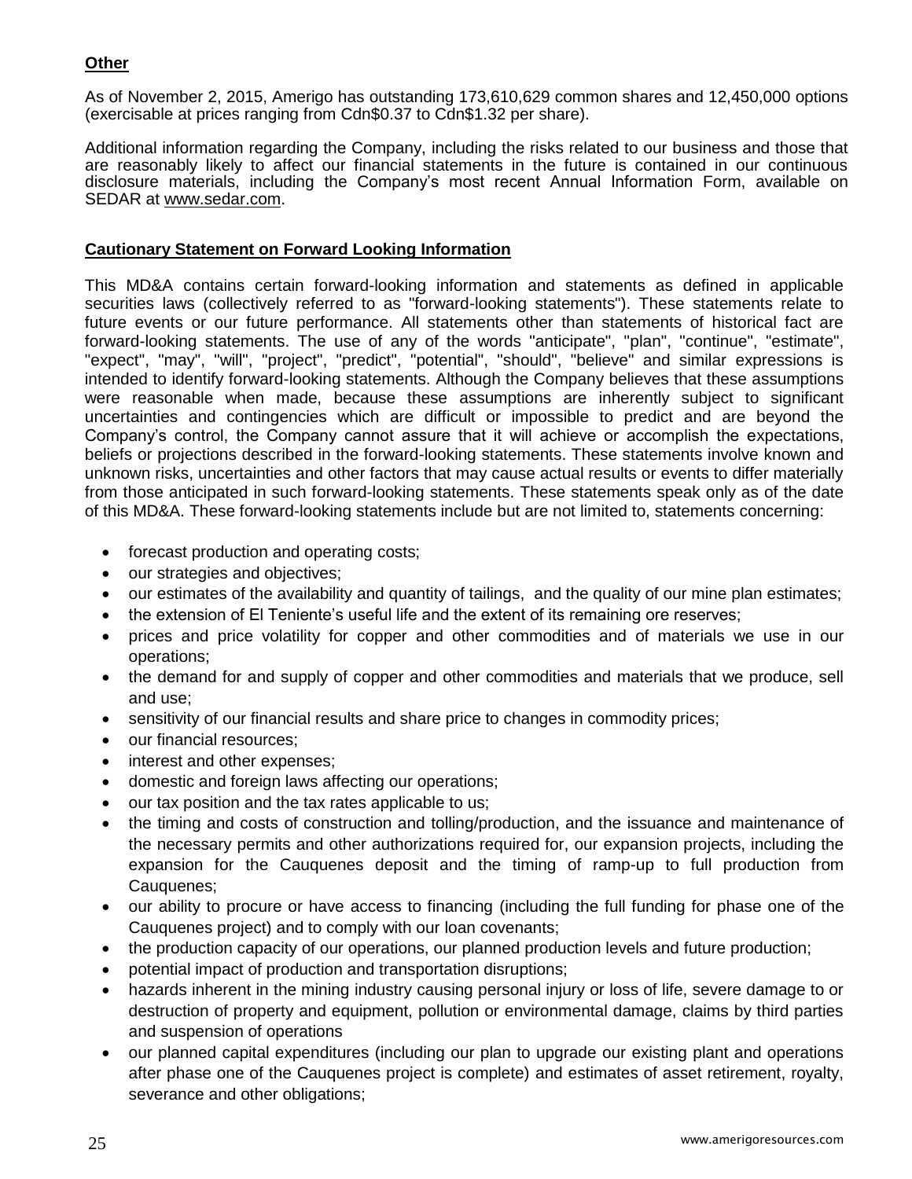**Other**

As of November 2, 2015, Amerigo has outstanding 173,610,629 common shares and 12,450,000 options (exercisable at prices ranging from Cdn$0.37 to Cdn$1.32 per share).

Additional information regarding the Company, including the risks related to our business and those that are reasonably likely to affect our financial statements in the future is contained in our continuous disclosure materials, including the Company's most recent Annual Information Form, available on SEDAR at www.sedar.com.

**Cautionary Statement on Forward Looking Information**

This MD&A contains certain forward-looking information and statements as defined in applicable securities laws (collectively referred to as "forward-looking statements"). These statements relate to future events or our future performance. All statements other than statements of historical fact are forward-looking statements. The use of any of the words "anticipate", "plan", "continue", "estimate", "expect", "may", "will", "project", "predict", "potential", "should", "believe" and similar expressions is intended to identify forward-looking statements. Although the Company believes that these assumptions were reasonable when made, because these assumptions are inherently subject to significant uncertainties and contingencies which are difficult or impossible to predict and are beyond the Company's control, the Company cannot assure that it will achieve or accomplish the expectations, beliefs or projections described in the forward-looking statements. These statements involve known and unknown risks, uncertainties and other factors that may cause actual results or events to differ materially from those anticipated in such forward-looking statements. These statements speak only as of the date of this MD&A. These forward-looking statements include but are not limited to, statements concerning:

- forecast production and operating costs;
- our strategies and objectives;
- our estimates of the availability and quantity of tailings, and the quality of our mine plan estimates;
- the extension of El Teniente's useful life and the extent of its remaining ore reserves;
- prices and price volatility for copper and other commodities and of materials we use in our operations;
- the demand for and supply of copper and other commodities and materials that we produce, sell and use;
- sensitivity of our financial results and share price to changes in commodity prices;
- our financial resources;
- interest and other expenses;
- domestic and foreign laws affecting our operations;
- our tax position and the tax rates applicable to us;
- the timing and costs of construction and tolling/production, and the issuance and maintenance of the necessary permits and other authorizations required for, our expansion projects, including the expansion for the Cauquenes deposit and the timing of ramp-up to full production from Cauquenes;
- our ability to procure or have access to financing (including the full funding for phase one of the Cauquenes project) and to comply with our loan covenants;
- the production capacity of our operations, our planned production levels and future production;
- potential impact of production and transportation disruptions;
- hazards inherent in the mining industry causing personal injury or loss of life, severe damage to or destruction of property and equipment, pollution or environmental damage, claims by third parties and suspension of operations
- our planned capital expenditures (including our plan to upgrade our existing plant and operations after phase one of the Cauquenes project is complete) and estimates of asset retirement, royalty, severance and other obligations;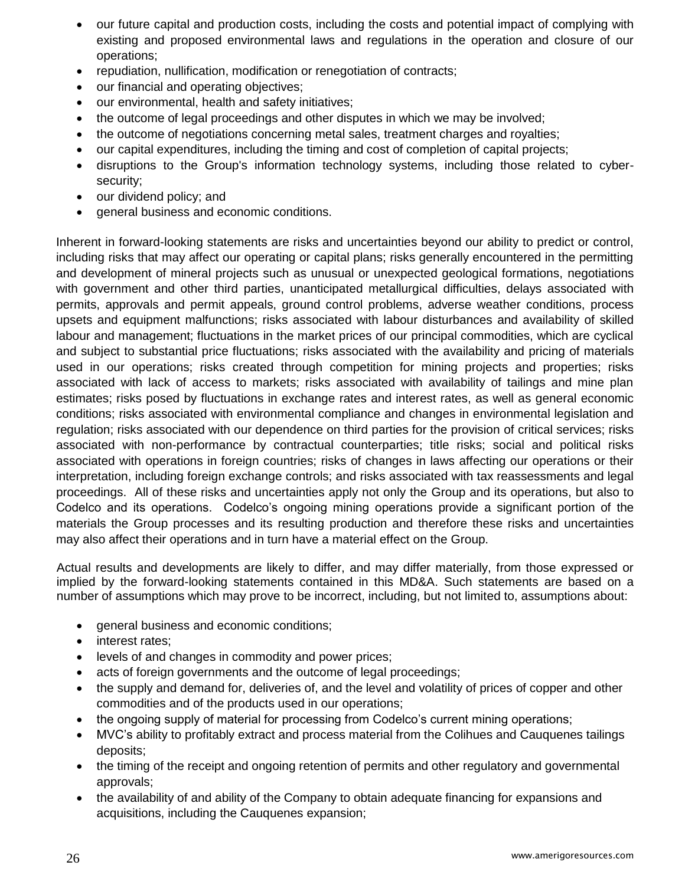- our future capital and production costs, including the costs and potential impact of complying with existing and proposed environmental laws and regulations in the operation and closure of our operations;
- repudiation, nullification, modification or renegotiation of contracts;
- our financial and operating objectives;
- our environmental, health and safety initiatives;
- the outcome of legal proceedings and other disputes in which we may be involved;
- the outcome of negotiations concerning metal sales, treatment charges and royalties;
- our capital expenditures, including the timing and cost of completion of capital projects;
- disruptions to the Group's information technology systems, including those related to cyber-security;
- our dividend policy; and
- general business and economic conditions.

Inherent in forward-looking statements are risks and uncertainties beyond our ability to predict or control, including risks that may affect our operating or capital plans; risks generally encountered in the permitting and development of mineral projects such as unusual or unexpected geological formations, negotiations with government and other third parties, unanticipated metallurgical difficulties, delays associated with permits, approvals and permit appeals, ground control problems, adverse weather conditions, process upsets and equipment malfunctions; risks associated with labour disturbances and availability of skilled labour and management; fluctuations in the market prices of our principal commodities, which are cyclical and subject to substantial price fluctuations; risks associated with the availability and pricing of materials used in our operations; risks created through competition for mining projects and properties; risks associated with lack of access to markets; risks associated with availability of tailings and mine plan estimates; risks posed by fluctuations in exchange rates and interest rates, as well as general economic conditions; risks associated with environmental compliance and changes in environmental legislation and regulation; risks associated with our dependence on third parties for the provision of critical services; risks associated with non-performance by contractual counterparties; title risks; social and political risks associated with operations in foreign countries; risks of changes in laws affecting our operations or their interpretation, including foreign exchange controls; and risks associated with tax reassessments and legal proceedings. All of these risks and uncertainties apply not only the Group and its operations, but also to Codelco and its operations. Codelco's ongoing mining operations provide a significant portion of the materials the Group processes and its resulting production and therefore these risks and uncertainties may also affect their operations and in turn have a material effect on the Group.

Actual results and developments are likely to differ, and may differ materially, from those expressed or implied by the forward-looking statements contained in this MD&A. Such statements are based on a number of assumptions which may prove to be incorrect, including, but not limited to, assumptions about:

- general business and economic conditions;
- interest rates;
- levels of and changes in commodity and power prices;
- acts of foreign governments and the outcome of legal proceedings;
- the supply and demand for, deliveries of, and the level and volatility of prices of copper and other commodities and of the products used in our operations;
- the ongoing supply of material for processing from Codelco's current mining operations;
- MVC's ability to profitably extract and process material from the Colihues and Cauquenes tailings deposits;
- the timing of the receipt and ongoing retention of permits and other regulatory and governmental approvals;
- the availability of and ability of the Company to obtain adequate financing for expansions and acquisitions, including the Cauquenes expansion;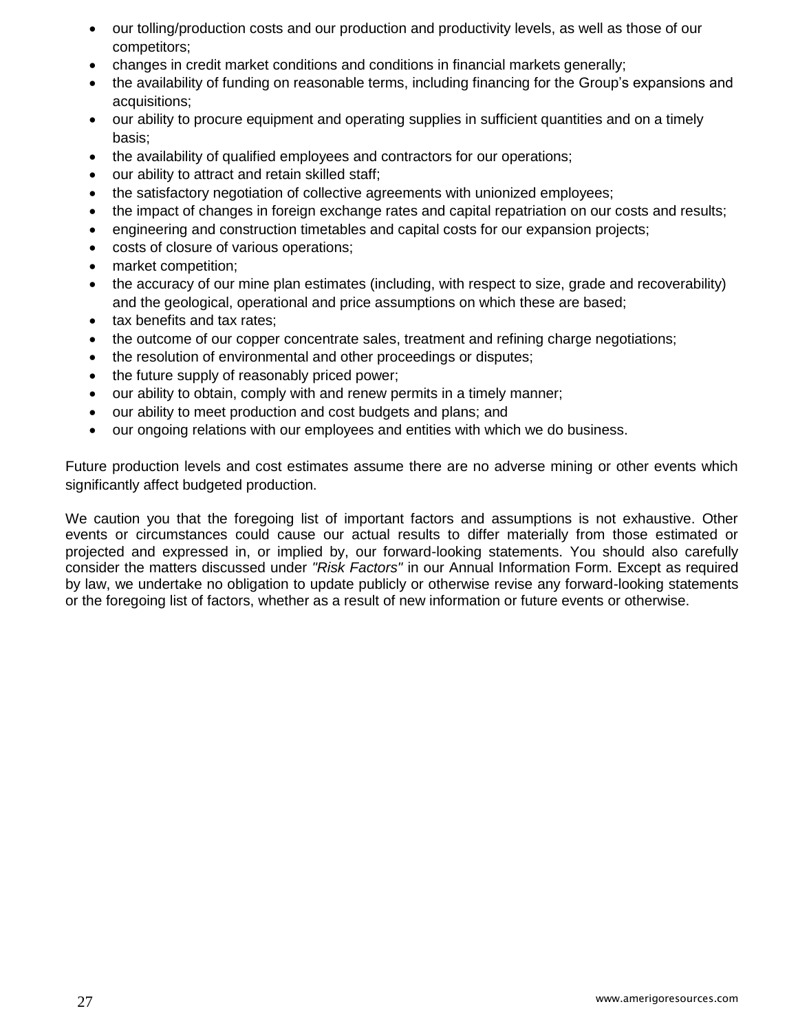- our tolling/production costs and our production and productivity levels, as well as those of our competitors;
- changes in credit market conditions and conditions in financial markets generally;
- the availability of funding on reasonable terms, including financing for the Group's expansions and acquisitions;
- our ability to procure equipment and operating supplies in sufficient quantities and on a timely basis;
- the availability of qualified employees and contractors for our operations;
- our ability to attract and retain skilled staff;
- the satisfactory negotiation of collective agreements with unionized employees;
- the impact of changes in foreign exchange rates and capital repatriation on our costs and results;
- engineering and construction timetables and capital costs for our expansion projects;
- costs of closure of various operations;
- market competition;
- the accuracy of our mine plan estimates (including, with respect to size, grade and recoverability) and the geological, operational and price assumptions on which these are based;
- tax benefits and tax rates;
- the outcome of our copper concentrate sales, treatment and refining charge negotiations;
- the resolution of environmental and other proceedings or disputes;
- the future supply of reasonably priced power;
- our ability to obtain, comply with and renew permits in a timely manner;
- our ability to meet production and cost budgets and plans; and
- our ongoing relations with our employees and entities with which we do business.

Future production levels and cost estimates assume there are no adverse mining or other events which significantly affect budgeted production.

We caution you that the foregoing list of important factors and assumptions is not exhaustive. Other events or circumstances could cause our actual results to differ materially from those estimated or projected and expressed in, or implied by, our forward-looking statements. You should also carefully consider the matters discussed under *"Risk Factors"* in our Annual Information Form. Except as required by law, we undertake no obligation to update publicly or otherwise revise any forward-looking statements or the foregoing list of factors, whether as a result of new information or future events or otherwise.